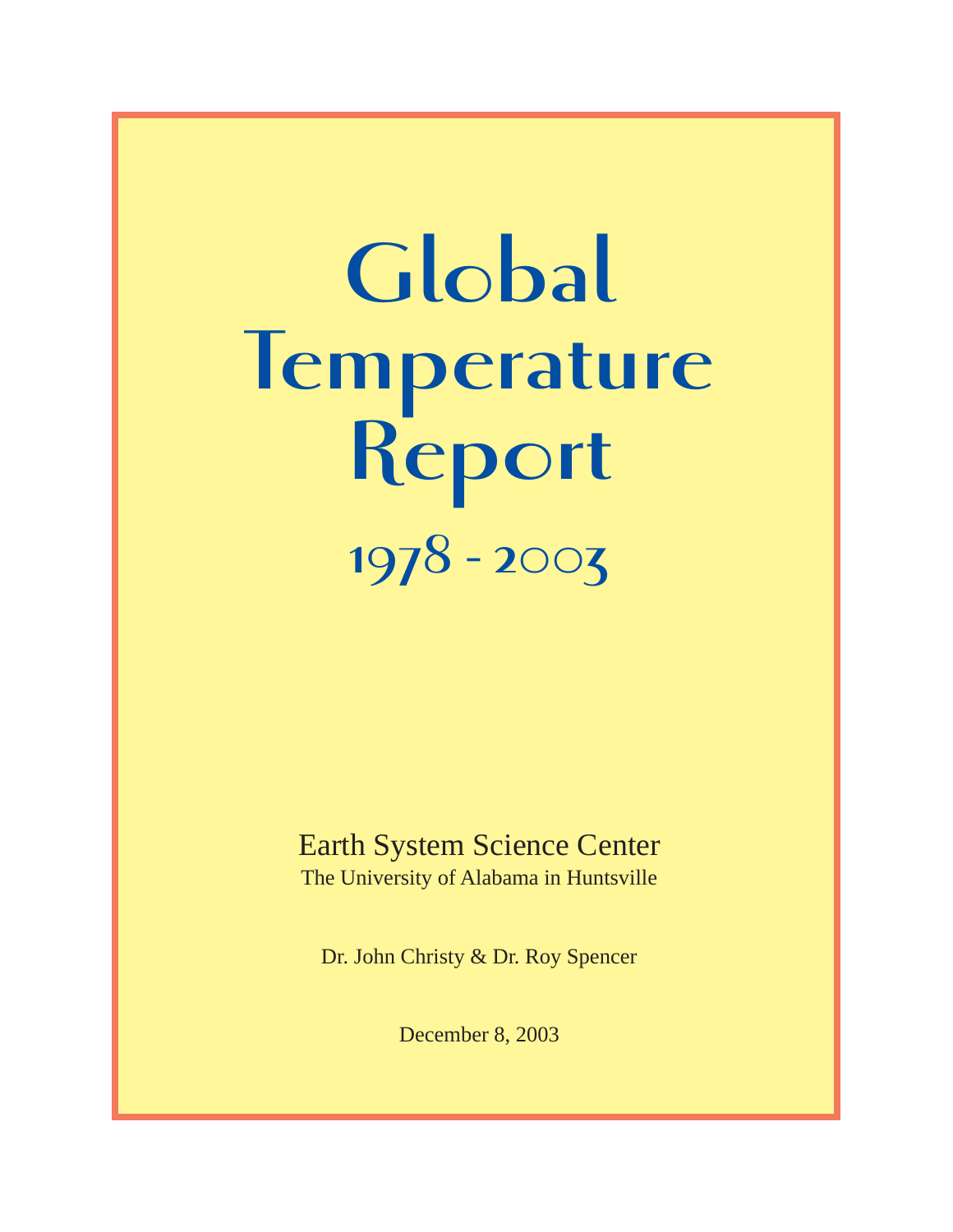# Global Temperature Report

## 1978 - 2003

Earth System Science Center

The University of Alabama in Huntsville

Dr. John Christy & Dr. Roy Spencer

December 8, 2003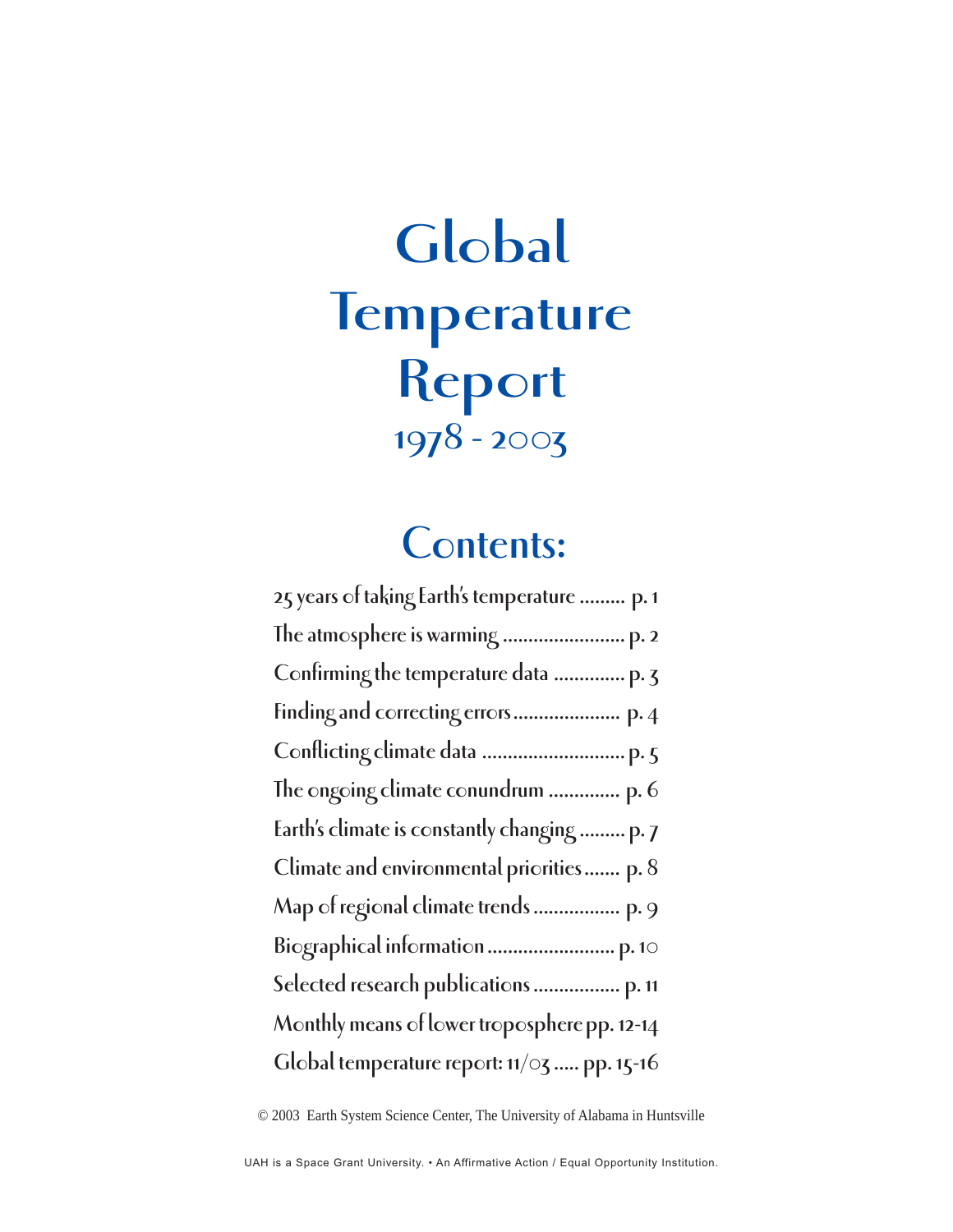# Global Temperature Report

## 1978 - 2003

## Contents:

25 years of taking Earth's temperature ......... p. 1

The atmosphere is warming ........................ p. 2

Confirming the temperature data .............. p. 3

Finding and correcting errors ..................... p. 4

Conflicting climate data ............................ p. 5

The ongoing climate conundrum .............. p. 6

Earth's climate is constantly changing ......... p. 7

Climate and environmental priorities ....... p. 8

Map of regional climate trends ................. p. 9

Biographical information ......................... p. 10

Selected research publications ................. p. 11

Monthly means of lower troposphere pp. 12-14

Global temperature report: 11/03 ..... pp. 15-16

© 2003 Earth System Science Center, The University of Alabama in Huntsville

UAH is a Space Grant University. • An Affirmative Action / Equal Opportunity Institution.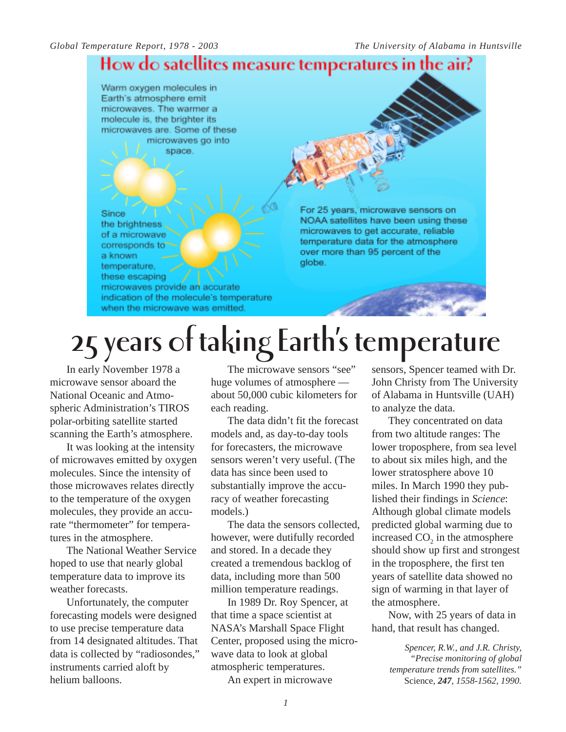## How do satellites measure temperatures in the air?

Warm oxygen molecules in Earth's atmosphere emit microwaves. The warmer a molecule is, the brighter its microwaves are. Some of these microwaves go into space.

Since the brightness of a microwave corresponds to a known temperature, these escaping microwaves provide an accurate indication of the molecule's temperature when the microwave was emitted.

For 25 years, microwave sensors on NOAA satellites have been using these microwaves to get accurate, reliable temperature data for the atmosphere over more than 95 percent of the globe.

# 25 years of taking Earth's temperature

In early November 1978 a microwave sensor aboard the National Oceanic and Atmospheric Administration's TIROS polar-orbiting satellite started scanning the Earth's atmosphere.

It was looking at the intensity of microwaves emitted by oxygen molecules. Since the intensity of those microwaves relates directly to the temperature of the oxygen molecules, they provide an accurate "thermometer" for temperatures in the atmosphere.

The National Weather Service hoped to use that nearly global temperature data to improve its weather forecasts.

Unfortunately, the computer forecasting models were designed to use precise temperature data from 14 designated altitudes. That data is collected by "radiosondes," instruments carried aloft by helium balloons.

The microwave sensors "see" huge volumes of atmosphere — about 50,000 cubic kilometers for each reading.

The data didn't fit the forecast models and, as day-to-day tools for forecasters, the microwave sensors weren't very useful. (The data has since been used to substantially improve the accuracy of weather forecasting models.)

The data the sensors collected, however, were dutifully recorded and stored. In a decade they created a tremendous backlog of data, including more than 500 million temperature readings.

In 1989 Dr. Roy Spencer, at that time a space scientist at NASA's Marshall Space Flight Center, proposed using the microwave data to look at global atmospheric temperatures.

An expert in microwave sensors, Spencer teamed with Dr. John Christy from The University of Alabama in Huntsville (UAH) to analyze the data.

They concentrated on data from two altitude ranges: The lower troposphere, from sea level to about six miles high, and the lower stratosphere above 10 miles. In March 1990 they published their findings in *Science*: Although global climate models predicted global warming due to increased $CO_2$ in the atmosphere should show up first and strongest in the troposphere, the first ten years of satellite data showed no sign of warming in that layer of the atmosphere.

Now, with 25 years of data in hand, that result has changed.

*Spencer, R.W., and J.R. Christy, "Precise monitoring of global temperature trends from satellites."* Science, ***247***, *1558-1562, 1990.*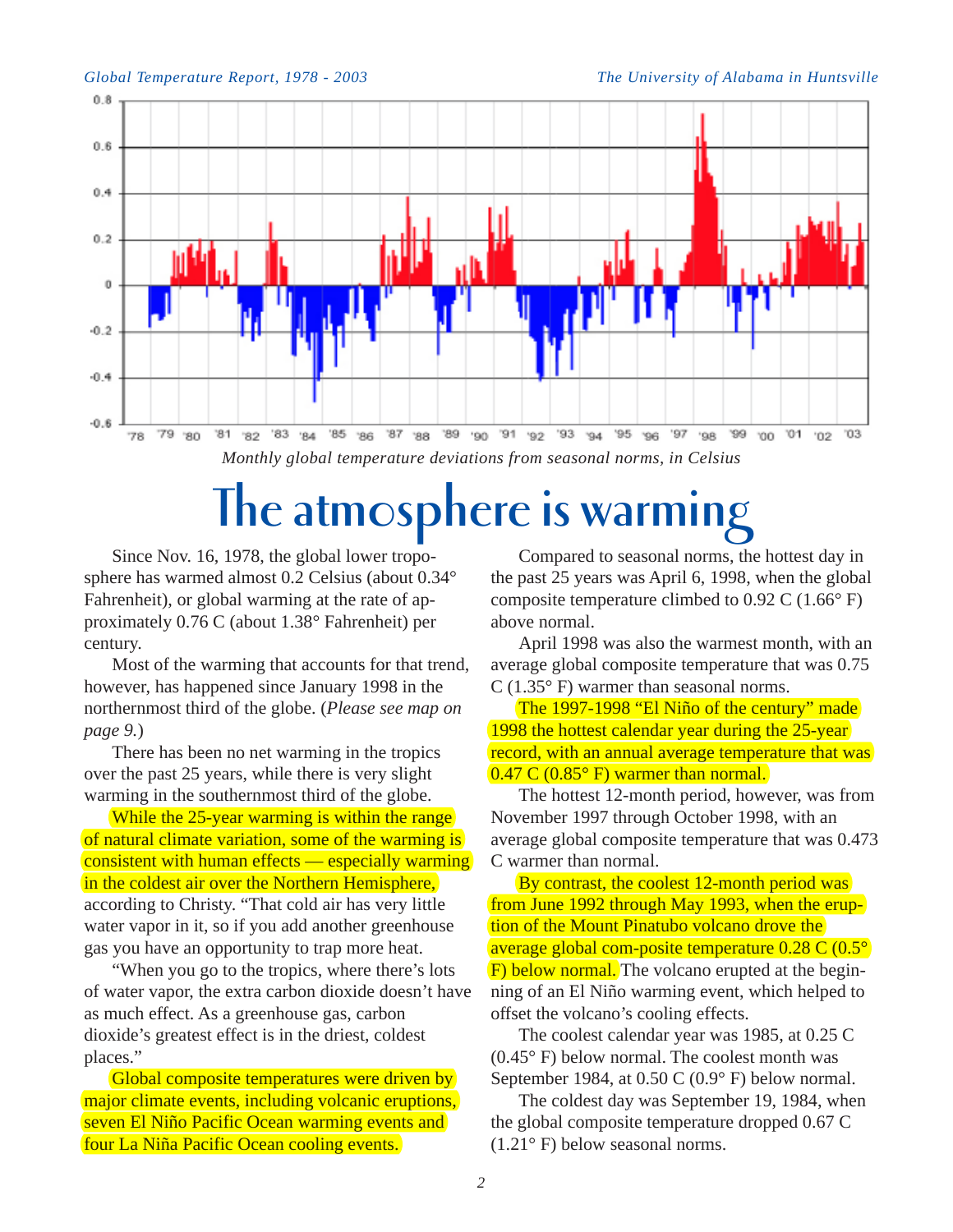Monthly global temperature deviations from seasonal norms, in Celsius

# The atmosphere is warming

Since Nov. 16, 1978, the global lower troposphere has warmed almost 0.2 Celsius (about 0.34° Fahrenheit), or global warming at the rate of approximately 0.76 C (about 1.38° Fahrenheit) per century.

Most of the warming that accounts for that trend, however, has happened since January 1998 in the northernmost third of the globe. (*Please see map on page 9.*)

There has been no net warming in the tropics over the past 25 years, while there is very slight warming in the southernmost third of the globe.

While the 25-year warming is within the range of natural climate variation, some of the warming is consistent with human effects — especially warming in the coldest air over the Northern Hemisphere, according to Christy. "That cold air has very little water vapor in it, so if you add another greenhouse gas you have an opportunity to trap more heat.

"When you go to the tropics, where there's lots of water vapor, the extra carbon dioxide doesn't have as much effect. As a greenhouse gas, carbon dioxide's greatest effect is in the driest, coldest places."

Global composite temperatures were driven by major climate events, including volcanic eruptions, seven El Niño Pacific Ocean warming events and four La Niña Pacific Ocean cooling events.

Compared to seasonal norms, the hottest day in the past 25 years was April 6, 1998, when the global composite temperature climbed to 0.92 C (1.66° F) above normal.

April 1998 was also the warmest month, with an average global composite temperature that was 0.75 C (1.35° F) warmer than seasonal norms.

The 1997-1998 "El Niño of the century" made 1998 the hottest calendar year during the 25-year record, with an annual average temperature that was 0.47 C (0.85° F) warmer than normal.

The hottest 12-month period, however, was from November 1997 through October 1998, with an average global composite temperature that was 0.473 C warmer than normal.

By contrast, the coolest 12-month period was from June 1992 through May 1993, when the eruption of the Mount Pinatubo volcano drove the average global com-posite temperature 0.28 C (0.5° F) below normal. The volcano erupted at the beginning of an El Niño warming event, which helped to offset the volcano's cooling effects.

The coolest calendar year was 1985, at 0.25 C (0.45° F) below normal. The coolest month was September 1984, at 0.50 C (0.9° F) below normal.

The coldest day was September 19, 1984, when the global composite temperature dropped 0.67 C (1.21° F) below seasonal norms.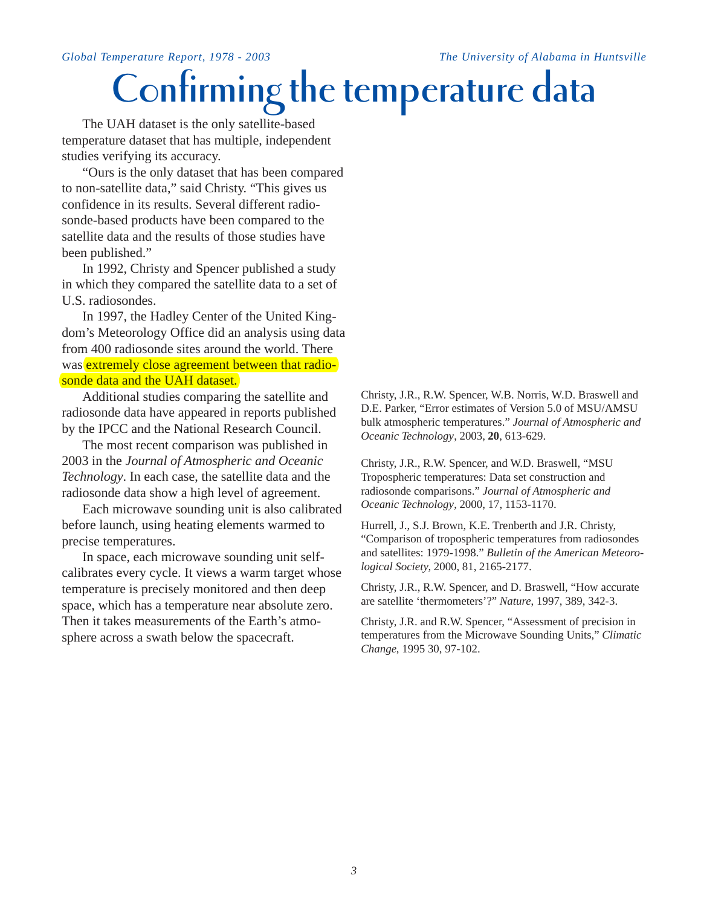# Confirming the temperature data

The UAH dataset is the only satellite-based temperature dataset that has multiple, independent studies verifying its accuracy.

"Ours is the only dataset that has been compared to non-satellite data," said Christy. "This gives us confidence in its results. Several different radiosonde-based products have been compared to the satellite data and the results of those studies have been published."

In 1992, Christy and Spencer published a study in which they compared the satellite data to a set of U.S. radiosondes.

In 1997, the Hadley Center of the United Kingdom's Meteorology Office did an analysis using data from 400 radiosonde sites around the world. There was extremely close agreement between that radiosonde data and the UAH dataset.

Additional studies comparing the satellite and radiosonde data have appeared in reports published by the IPCC and the National Research Council.

The most recent comparison was published in 2003 in the *Journal of Atmospheric and Oceanic Technology*. In each case, the satellite data and the radiosonde data show a high level of agreement.

Each microwave sounding unit is also calibrated before launch, using heating elements warmed to precise temperatures.

In space, each microwave sounding unit self-calibrates every cycle. It views a warm target whose temperature is precisely monitored and then deep space, which has a temperature near absolute zero. Then it takes measurements of the Earth's atmosphere across a swath below the spacecraft.

Christy, J.R., R.W. Spencer, W.B. Norris, W.D. Braswell and D.E. Parker, "Error estimates of Version 5.0 of MSU/AMSU bulk atmospheric temperatures." *Journal of Atmospheric and Oceanic Technology*, 2003, **20**, 613-629.

Christy, J.R., R.W. Spencer, and W.D. Braswell, "MSU Tropospheric temperatures: Data set construction and radiosonde comparisons." *Journal of Atmospheric and Oceanic Technology*, 2000, 17, 1153-1170.

Hurrell, J., S.J. Brown, K.E. Trenberth and J.R. Christy, "Comparison of tropospheric temperatures from radiosondes and satellites: 1979-1998." *Bulletin of the American Meteorological Society*, 2000, 81, 2165-2177.

Christy, J.R., R.W. Spencer, and D. Braswell, "How accurate are satellite 'thermometers'?" *Nature*, 1997, 389, 342-3.

Christy, J.R. and R.W. Spencer, "Assessment of precision in temperatures from the Microwave Sounding Units," *Climatic Change*, 1995 30, 97-102.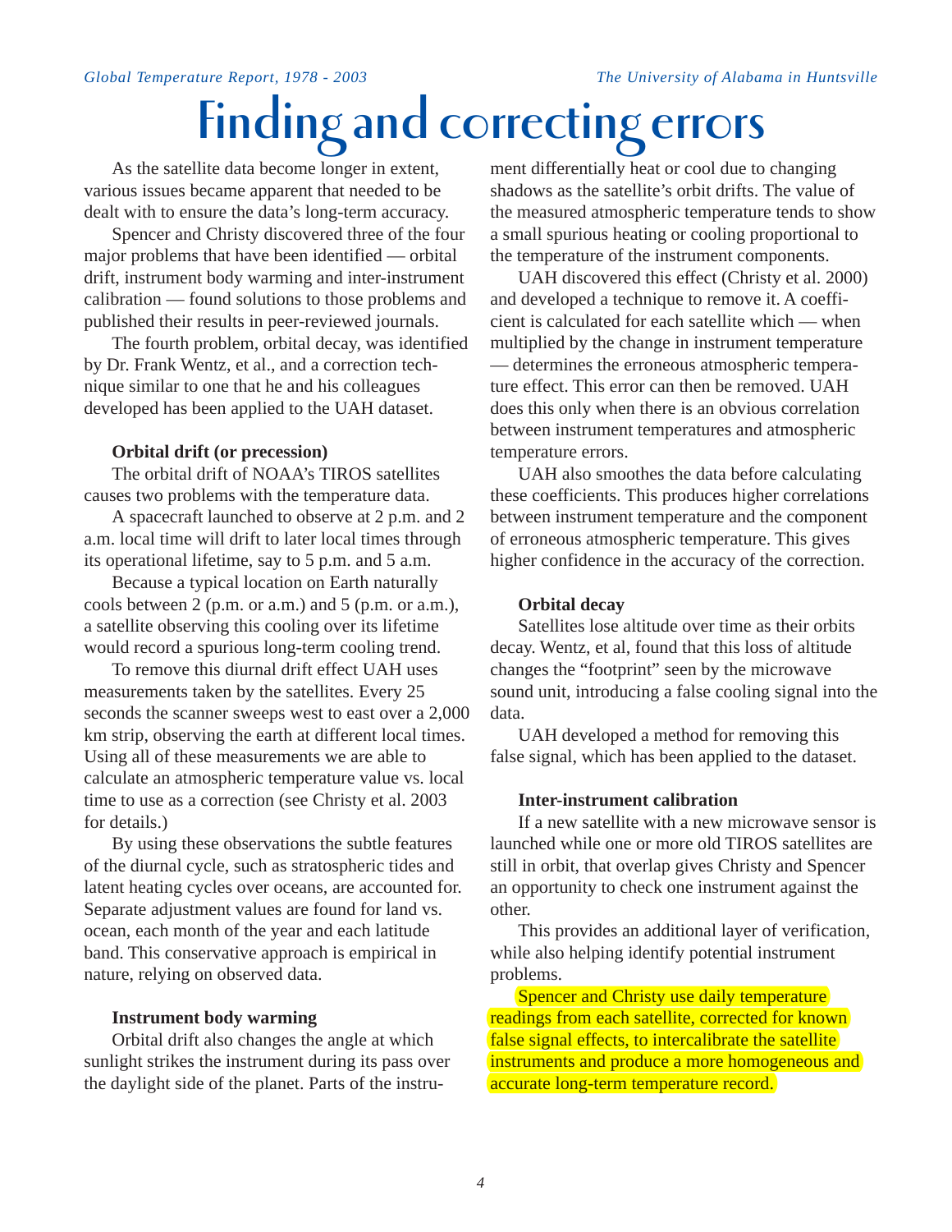# Finding and correcting errors

As the satellite data become longer in extent, various issues became apparent that needed to be dealt with to ensure the data's long-term accuracy.

Spencer and Christy discovered three of the four major problems that have been identified — orbital drift, instrument body warming and inter-instrument calibration — found solutions to those problems and published their results in peer-reviewed journals.

The fourth problem, orbital decay, was identified by Dr. Frank Wentz, et al., and a correction technique similar to one that he and his colleagues developed has been applied to the UAH dataset.

**Orbital drift (or precession)**

The orbital drift of NOAA's TIROS satellites causes two problems with the temperature data.

A spacecraft launched to observe at 2 p.m. and 2 a.m. local time will drift to later local times through its operational lifetime, say to 5 p.m. and 5 a.m.

Because a typical location on Earth naturally cools between 2 (p.m. or a.m.) and 5 (p.m. or a.m.), a satellite observing this cooling over its lifetime would record a spurious long-term cooling trend.

To remove this diurnal drift effect UAH uses measurements taken by the satellites. Every 25 seconds the scanner sweeps west to east over a 2,000 km strip, observing the earth at different local times. Using all of these measurements we are able to calculate an atmospheric temperature value vs. local time to use as a correction (see Christy et al. 2003 for details.)

By using these observations the subtle features of the diurnal cycle, such as stratospheric tides and latent heating cycles over oceans, are accounted for. Separate adjustment values are found for land vs. ocean, each month of the year and each latitude band. This conservative approach is empirical in nature, relying on observed data.

**Instrument body warming**

Orbital drift also changes the angle at which sunlight strikes the instrument during its pass over the daylight side of the planet. Parts of the instrument differentially heat or cool due to changing shadows as the satellite's orbit drifts. The value of the measured atmospheric temperature tends to show a small spurious heating or cooling proportional to the temperature of the instrument components.

UAH discovered this effect (Christy et al. 2000) and developed a technique to remove it. A coefficient is calculated for each satellite which — when multiplied by the change in instrument temperature — determines the erroneous atmospheric temperature effect. This error can then be removed. UAH does this only when there is an obvious correlation between instrument temperatures and atmospheric temperature errors.

UAH also smoothes the data before calculating these coefficients. This produces higher correlations between instrument temperature and the component of erroneous atmospheric temperature. This gives higher confidence in the accuracy of the correction.

**Orbital decay**

Satellites lose altitude over time as their orbits decay. Wentz, et al, found that this loss of altitude changes the "footprint" seen by the microwave sound unit, introducing a false cooling signal into the data.

UAH developed a method for removing this false signal, which has been applied to the dataset.

**Inter-instrument calibration**

If a new satellite with a new microwave sensor is launched while one or more old TIROS satellites are still in orbit, that overlap gives Christy and Spencer an opportunity to check one instrument against the other.

This provides an additional layer of verification, while also helping identify potential instrument problems.

Spencer and Christy use daily temperature readings from each satellite, corrected for known false signal effects, to intercalibrate the satellite instruments and produce a more homogeneous and accurate long-term temperature record.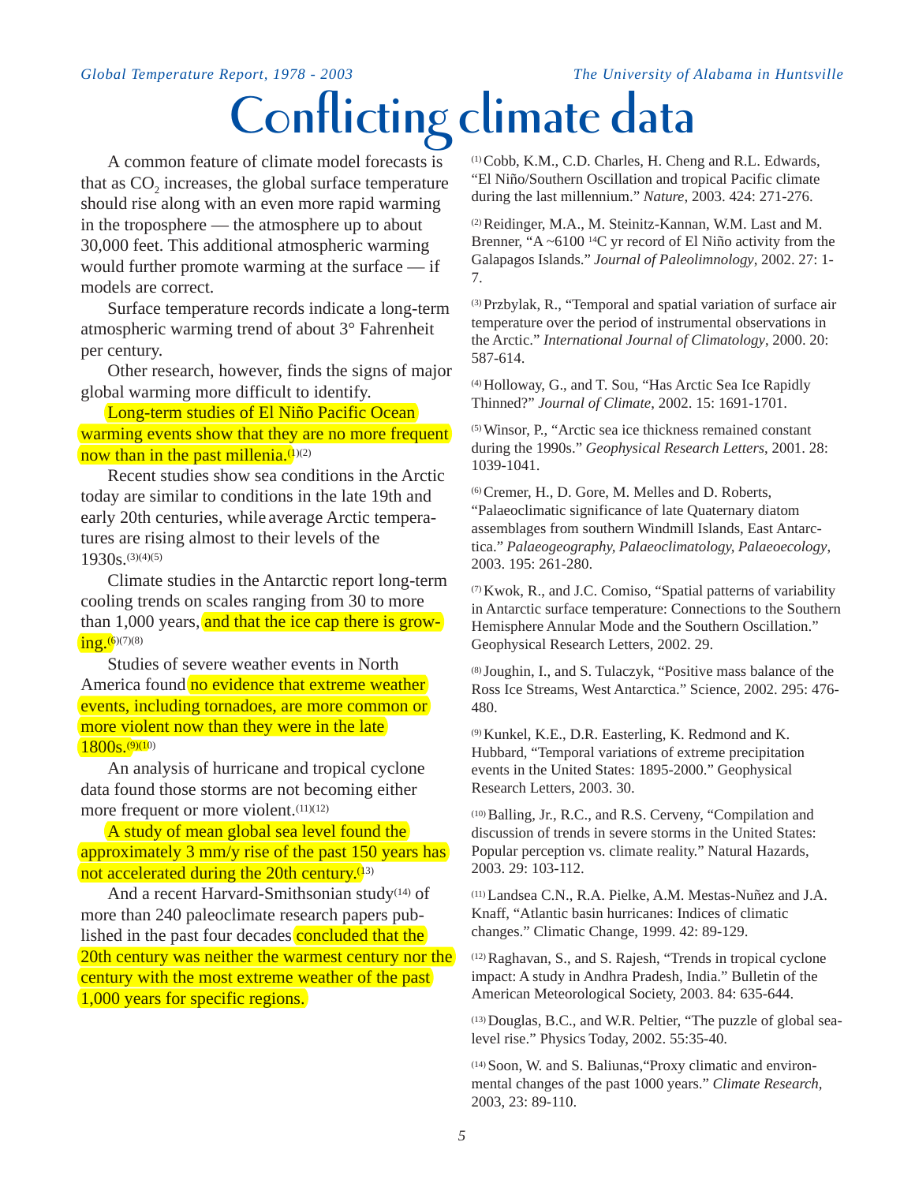# Conflicting climate data

A common feature of climate model forecasts is that as $CO_2$ increases, the global surface temperature should rise along with an even more rapid warming in the troposphere — the atmosphere up to about 30,000 feet. This additional atmospheric warming would further promote warming at the surface — if models are correct.

Surface temperature records indicate a long-term atmospheric warming trend of about 3° Fahrenheit per century.

Other research, however, finds the signs of major global warming more difficult to identify.

Long-term studies of El Niño Pacific Ocean warming events show that they are no more frequent now than in the past millenia.[1][2]

Recent studies show sea conditions in the Arctic today are similar to conditions in the late 19th and early 20th centuries, while average Arctic temperatures are rising almost to their levels of the 1930s.[3][4][5]

Climate studies in the Antarctic report long-term cooling trends on scales ranging from 30 to more than 1,000 years, and that the ice cap there is growing.[6][7][8]

Studies of severe weather events in North America found no evidence that extreme weather events, including tornadoes, are more common or more violent now than they were in the late 1800s.[9][10]

An analysis of hurricane and tropical cyclone data found those storms are not becoming either more frequent or more violent.[11][12]

A study of mean global sea level found the approximately 3 mm/y rise of the past 150 years has not accelerated during the 20th century.[13]

And a recent Harvard-Smithsonian study[14] of more than 240 paleoclimate research papers published in the past four decades concluded that the 20th century was neither the warmest century nor the century with the most extreme weather of the past 1,000 years for specific regions.

(1) Cobb, K.M., C.D. Charles, H. Cheng and R.L. Edwards, "El Niño/Southern Oscillation and tropical Pacific climate during the last millennium." *Nature*, 2003. 424: 271-276.

(2) Reidinger, M.A., M. Steinitz-Kannan, W.M. Last and M. Brenner, "A ~6100 $^{14}C$ yr record of El Niño activity from the Galapagos Islands." *Journal of Paleolimnology*, 2002. 27: 1-7.

(3) Przbylak, R., "Temporal and spatial variation of surface air temperature over the period of instrumental observations in the Arctic." *International Journal of Climatology*, 2000. 20: 587-614.

(4) Holloway, G., and T. Sou, "Has Arctic Sea Ice Rapidly Thinned?" *Journal of Climate*, 2002. 15: 1691-1701.

(5) Winsor, P., "Arctic sea ice thickness remained constant during the 1990s." *Geophysical Research Letters*, 2001. 28: 1039-1041.

(6) Cremer, H., D. Gore, M. Melles and D. Roberts, "Palaeoclimatic significance of late Quaternary diatom assemblages from southern Windmill Islands, East Antarctica." *Palaeogeography, Palaeoclimatology, Palaeoecology*, 2003. 195: 261-280.

(7) Kwok, R., and J.C. Comiso, "Spatial patterns of variability in Antarctic surface temperature: Connections to the Southern Hemisphere Annular Mode and the Southern Oscillation." Geophysical Research Letters, 2002. 29.

(8) Joughin, I., and S. Tulaczyk, "Positive mass balance of the Ross Ice Streams, West Antarctica." Science, 2002. 295: 476-480.

(9) Kunkel, K.E., D.R. Easterling, K. Redmond and K. Hubbard, "Temporal variations of extreme precipitation events in the United States: 1895-2000." Geophysical Research Letters, 2003. 30.

(10) Balling, Jr., R.C., and R.S. Cerveny, "Compilation and discussion of trends in severe storms in the United States: Popular perception vs. climate reality." Natural Hazards, 2003. 29: 103-112.

(11) Landsea C.N., R.A. Pielke, A.M. Mestas-Nuñez and J.A. Knaff, "Atlantic basin hurricanes: Indices of climatic changes." Climatic Change, 1999. 42: 89-129.

(12) Raghavan, S., and S. Rajesh, "Trends in tropical cyclone impact: A study in Andhra Pradesh, India." Bulletin of the American Meteorological Society, 2003. 84: 635-644.

(13) Douglas, B.C., and W.R. Peltier, "The puzzle of global sea-level rise." Physics Today, 2002. 55:35-40.

(14) Soon, W. and S. Baliunas,"Proxy climatic and environmental changes of the past 1000 years." *Climate Research*, 2003, 23: 89-110.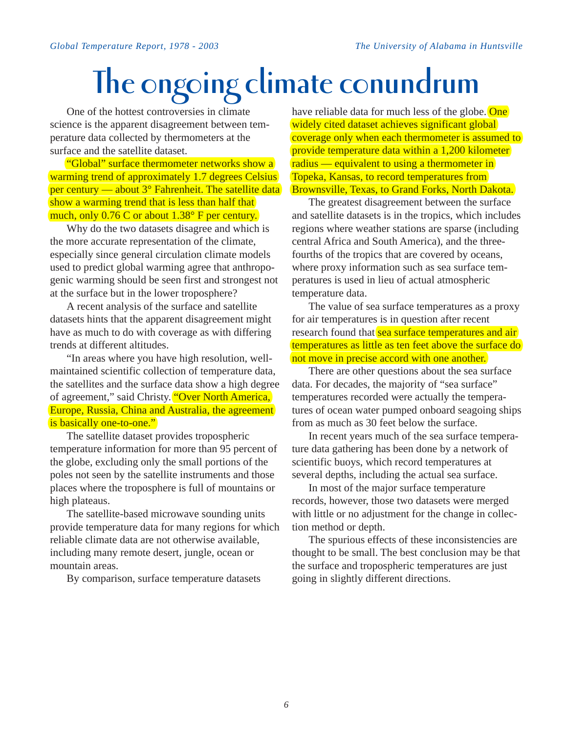# The ongoing climate conundrum

One of the hottest controversies in climate science is the apparent disagreement between temperature data collected by thermometers at the surface and the satellite dataset.

"Global" surface thermometer networks show a warming trend of approximately 1.7 degrees Celsius per century — about 3° Fahrenheit. The satellite data show a warming trend that is less than half that much, only 0.76 C or about 1.38° F per century.

Why do the two datasets disagree and which is the more accurate representation of the climate, especially since general circulation climate models used to predict global warming agree that anthropogenic warming should be seen first and strongest not at the surface but in the lower troposphere?

A recent analysis of the surface and satellite datasets hints that the apparent disagreement might have as much to do with coverage as with differing trends at different altitudes.

"In areas where you have high resolution, well-maintained scientific collection of temperature data, the satellites and the surface data show a high degree of agreement," said Christy. "Over North America, Europe, Russia, China and Australia, the agreement is basically one-to-one."

The satellite dataset provides tropospheric temperature information for more than 95 percent of the globe, excluding only the small portions of the poles not seen by the satellite instruments and those places where the troposphere is full of mountains or high plateaus.

The satellite-based microwave sounding units provide temperature data for many regions for which reliable climate data are not otherwise available, including many remote desert, jungle, ocean or mountain areas.

By comparison, surface temperature datasets have reliable data for much less of the globe. One widely cited dataset achieves significant global coverage only when each thermometer is assumed to provide temperature data within a 1,200 kilometer radius — equivalent to using a thermometer in Topeka, Kansas, to record temperatures from Brownsville, Texas, to Grand Forks, North Dakota.

The greatest disagreement between the surface and satellite datasets is in the tropics, which includes regions where weather stations are sparse (including central Africa and South America), and the three-fourths of the tropics that are covered by oceans, where proxy information such as sea surface temperatures is used in lieu of actual atmospheric temperature data.

The value of sea surface temperatures as a proxy for air temperatures is in question after recent research found that sea surface temperatures and air temperatures as little as ten feet above the surface do not move in precise accord with one another.

There are other questions about the sea surface data. For decades, the majority of "sea surface" temperatures recorded were actually the temperatures of ocean water pumped onboard seagoing ships from as much as 30 feet below the surface.

In recent years much of the sea surface temperature data gathering has been done by a network of scientific buoys, which record temperatures at several depths, including the actual sea surface.

In most of the major surface temperature records, however, those two datasets were merged with little or no adjustment for the change in collection method or depth.

The spurious effects of these inconsistencies are thought to be small. The best conclusion may be that the surface and tropospheric temperatures are just going in slightly different directions.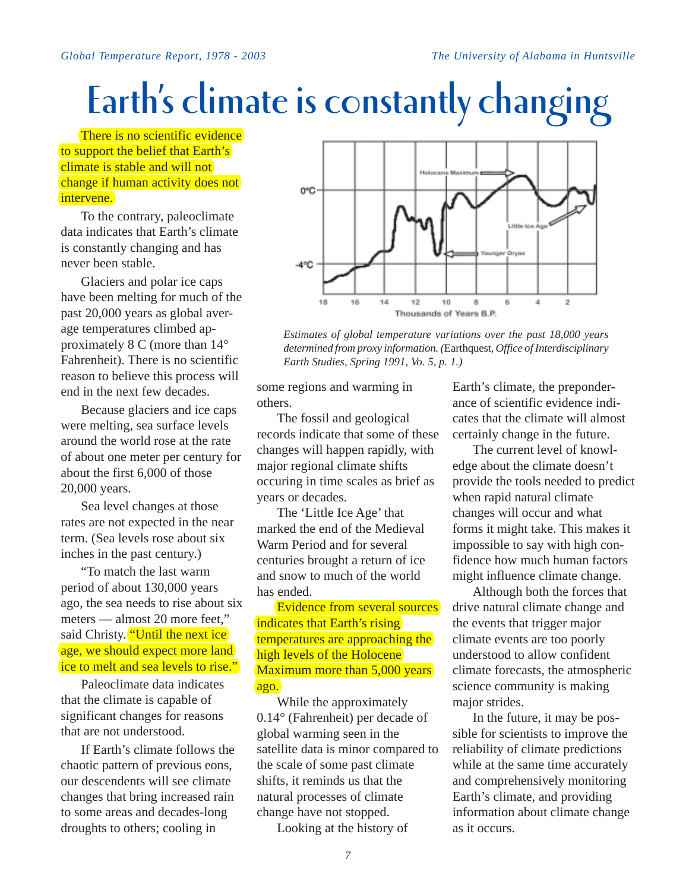# Earth's climate is constantly changing

There is no scientific evidence to support the belief that Earth's climate is stable and will not change if human activity does not intervene.

To the contrary, paleoclimate data indicates that Earth's climate is constantly changing and has never been stable.

Glaciers and polar ice caps have been melting for much of the past 20,000 years as global average temperatures climbed approximately 8 C (more than 14° Fahrenheit). There is no scientific reason to believe this process will end in the next few decades.

Because glaciers and ice caps were melting, sea surface levels around the world rose at the rate of about one meter per century for about the first 6,000 of those 20,000 years.

Sea level changes at those rates are not expected in the near term. (Sea levels rose about six inches in the past century.)

"To match the last warm period of about 130,000 years ago, the sea needs to rise about six meters — almost 20 more feet," said Christy. "Until the next ice age, we should expect more land ice to melt and sea levels to rise."

Paleoclimate data indicates that the climate is capable of significant changes for reasons that are not understood.

If Earth's climate follows the chaotic pattern of previous eons, our descendents will see climate changes that bring increased rain to some areas and decades-long droughts to others; cooling in some regions and warming in others.

*Estimates of global temperature variations over the past 18,000 years determined from proxy information. (*Earthquest, *Office of Interdisciplinary Earth Studies, Spring 1991, Vo. 5, p. 1.)*

The fossil and geological records indicate that some of these changes will happen rapidly, with major regional climate shifts occuring in time scales as brief as years or decades.

The 'Little Ice Age' that marked the end of the Medieval Warm Period and for several centuries brought a return of ice and snow to much of the world has ended.

Evidence from several sources indicates that Earth's rising temperatures are approaching the high levels of the Holocene Maximum more than 5,000 years ago.

While the approximately 0.14° (Fahrenheit) per decade of global warming seen in the satellite data is minor compared to the scale of some past climate shifts, it reminds us that the natural processes of climate change have not stopped.

Looking at the history of Earth's climate, the preponderance of scientific evidence indicates that the climate will almost certainly change in the future.

The current level of knowledge about the climate doesn't provide the tools needed to predict when rapid natural climate changes will occur and what forms it might take. This makes it impossible to say with high confidence how much human factors might influence climate change.

Although both the forces that drive natural climate change and the events that trigger major climate events are too poorly understood to allow confident climate forecasts, the atmospheric science community is making major strides.

In the future, it may be possible for scientists to improve the reliability of climate predictions while at the same time accurately and comprehensively monitoring Earth's climate, and providing information about climate change as it occurs.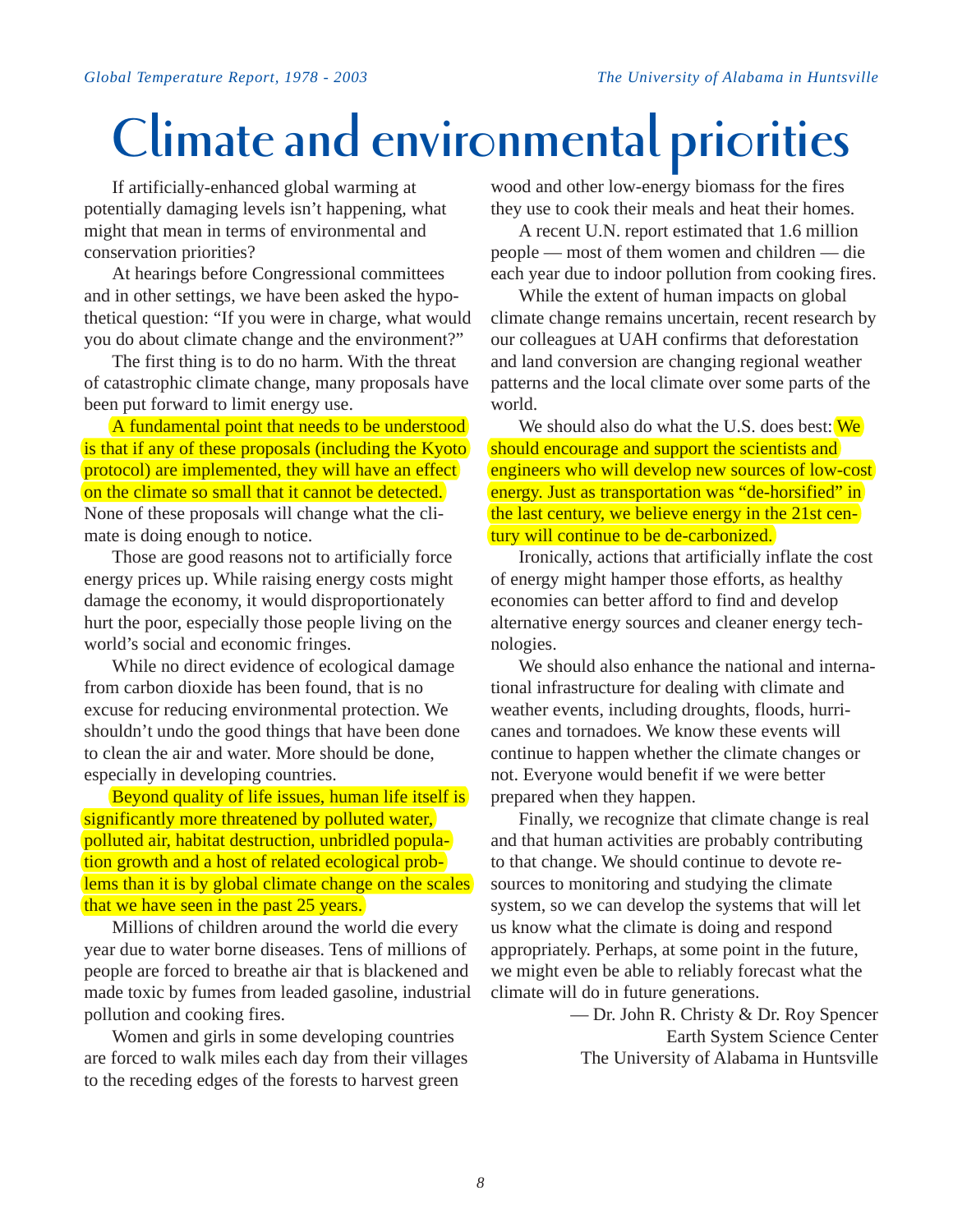# Climate and environmental priorities

If artificially-enhanced global warming at potentially damaging levels isn't happening, what might that mean in terms of environmental and conservation priorities?

At hearings before Congressional committees and in other settings, we have been asked the hypothetical question: "If you were in charge, what would you do about climate change and the environment?"

The first thing is to do no harm. With the threat of catastrophic climate change, many proposals have been put forward to limit energy use.

A fundamental point that needs to be understood is that if any of these proposals (including the Kyoto protocol) are implemented, they will have an effect on the climate so small that it cannot be detected. None of these proposals will change what the climate is doing enough to notice.

Those are good reasons not to artificially force energy prices up. While raising energy costs might damage the economy, it would disproportionately hurt the poor, especially those people living on the world's social and economic fringes.

While no direct evidence of ecological damage from carbon dioxide has been found, that is no excuse for reducing environmental protection. We shouldn't undo the good things that have been done to clean the air and water. More should be done, especially in developing countries.

Beyond quality of life issues, human life itself is significantly more threatened by polluted water, polluted air, habitat destruction, unbridled population growth and a host of related ecological problems than it is by global climate change on the scales that we have seen in the past 25 years.

Millions of children around the world die every year due to water borne diseases. Tens of millions of people are forced to breathe air that is blackened and made toxic by fumes from leaded gasoline, industrial pollution and cooking fires.

Women and girls in some developing countries are forced to walk miles each day from their villages to the receding edges of the forests to harvest green wood and other low-energy biomass for the fires they use to cook their meals and heat their homes.

A recent U.N. report estimated that 1.6 million people — most of them women and children — die each year due to indoor pollution from cooking fires.

While the extent of human impacts on global climate change remains uncertain, recent research by our colleagues at UAH confirms that deforestation and land conversion are changing regional weather patterns and the local climate over some parts of the world.

We should also do what the U.S. does best: We should encourage and support the scientists and engineers who will develop new sources of low-cost energy. Just as transportation was "de-horsified" in the last century, we believe energy in the 21st century will continue to be de-carbonized.

Ironically, actions that artificially inflate the cost of energy might hamper those efforts, as healthy economies can better afford to find and develop alternative energy sources and cleaner energy technologies.

We should also enhance the national and international infrastructure for dealing with climate and weather events, including droughts, floods, hurricanes and tornadoes. We know these events will continue to happen whether the climate changes or not. Everyone would benefit if we were better prepared when they happen.

Finally, we recognize that climate change is real and that human activities are probably contributing to that change. We should continue to devote resources to monitoring and studying the climate system, so we can develop the systems that will let us know what the climate is doing and respond appropriately. Perhaps, at some point in the future, we might even be able to reliably forecast what the climate will do in future generations.

— Dr. John R. Christy & Dr. Roy Spencer
Earth System Science Center
The University of Alabama in Huntsville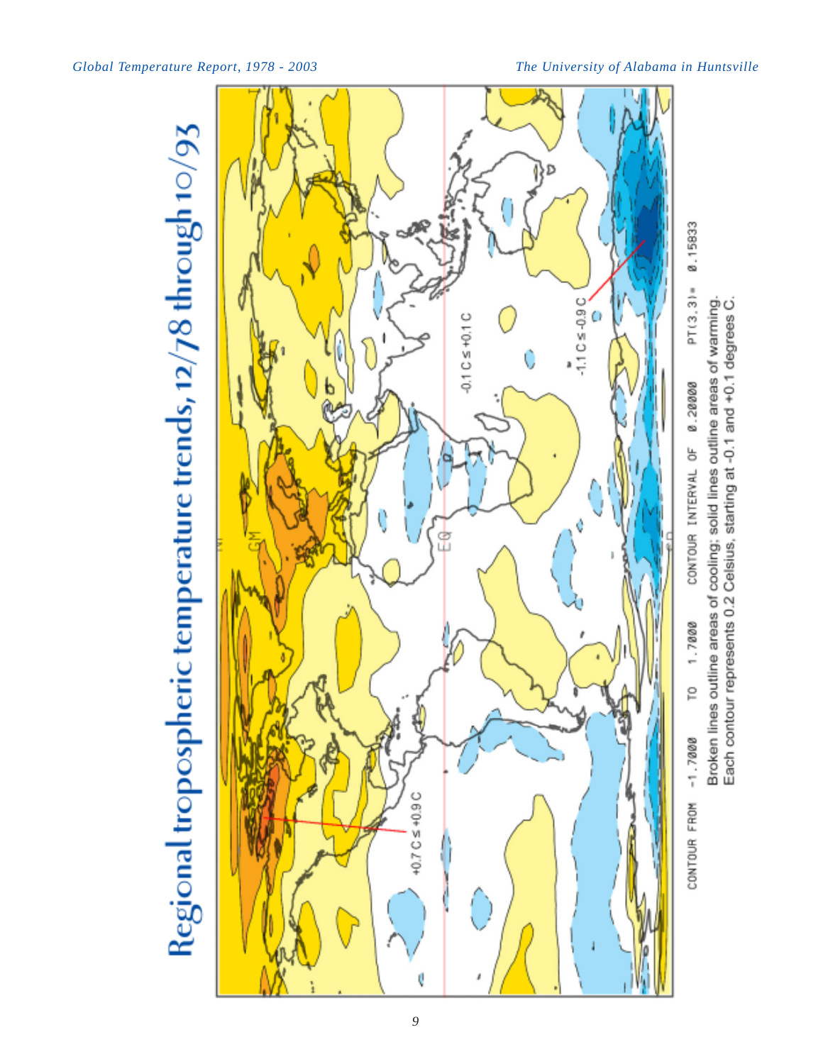# Regional tropospheric temperature trends, 12/78 through 10/93

+0.7 C ≤ +0.9 C

-0.1 C ≤ +0.1 C

-1.1 C ≤ -0.9 C

EQ

GM

CONTOUR FROM -1.7000 TO 1.7000 CONTOUR INTERVAL OF 0.20000 PT(3,31)= 0.15833

Broken lines outline areas of cooling; solid lines outline areas of warming. Each contour represents 0.2 Celsius, starting at -0.1 and +0.1 degrees C.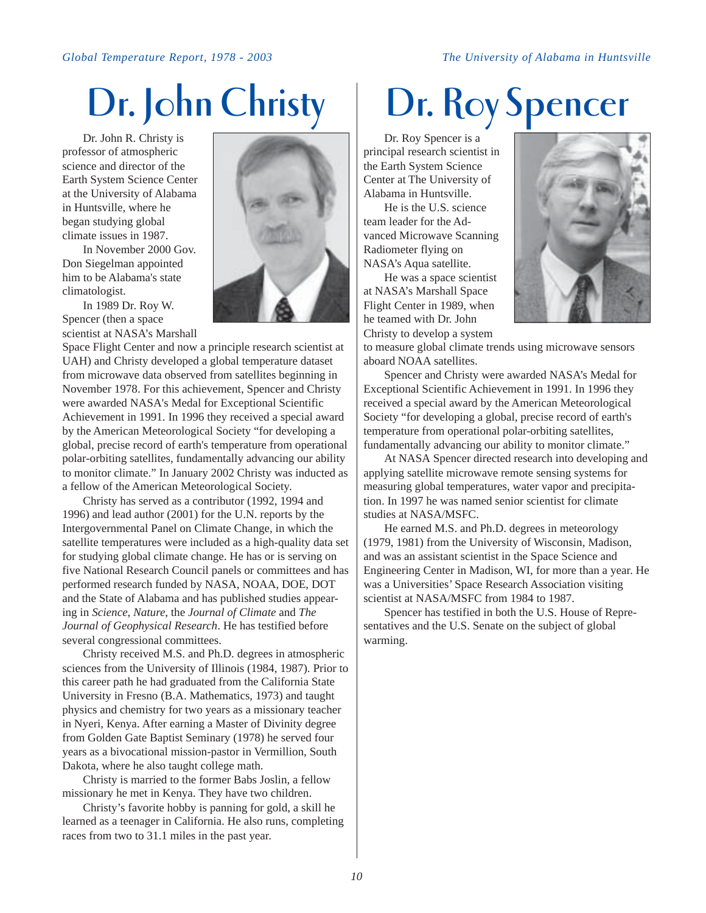# Dr. John Christy

Dr. John R. Christy is professor of atmospheric science and director of the Earth System Science Center at the University of Alabama in Huntsville, where he began studying global climate issues in 1987.

In November 2000 Gov. Don Siegelman appointed him to be Alabama's state climatologist.

In 1989 Dr. Roy W. Spencer (then a space scientist at NASA's Marshall Space Flight Center and now a principle research scientist at UAH) and Christy developed a global temperature dataset from microwave data observed from satellites beginning in November 1978. For this achievement, Spencer and Christy were awarded NASA's Medal for Exceptional Scientific Achievement in 1991. In 1996 they received a special award by the American Meteorological Society "for developing a global, precise record of earth's temperature from operational polar-orbiting satellites, fundamentally advancing our ability to monitor climate." In January 2002 Christy was inducted as a fellow of the American Meteorological Society.

Christy has served as a contributor (1992, 1994 and 1996) and lead author (2001) for the U.N. reports by the Intergovernmental Panel on Climate Change, in which the satellite temperatures were included as a high-quality data set for studying global climate change. He has or is serving on five National Research Council panels or committees and has performed research funded by NASA, NOAA, DOE, DOT and the State of Alabama and has published studies appearing in *Science*, *Nature*, the *Journal of Climate* and *The Journal of Geophysical Research*. He has testified before several congressional committees.

Christy received M.S. and Ph.D. degrees in atmospheric sciences from the University of Illinois (1984, 1987). Prior to this career path he had graduated from the California State University in Fresno (B.A. Mathematics, 1973) and taught physics and chemistry for two years as a missionary teacher in Nyeri, Kenya. After earning a Master of Divinity degree from Golden Gate Baptist Seminary (1978) he served four years as a bivocational mission-pastor in Vermillion, South Dakota, where he also taught college math.

Christy is married to the former Babs Joslin, a fellow missionary he met in Kenya. They have two children.

Christy's favorite hobby is panning for gold, a skill he learned as a teenager in California. He also runs, completing races from two to 31.1 miles in the past year.

# Dr. Roy Spencer

Dr. Roy Spencer is a principal research scientist in the Earth System Science Center at The University of Alabama in Huntsville.

He is the U.S. science team leader for the Advanced Microwave Scanning Radiometer flying on NASA's Aqua satellite.

He was a space scientist at NASA's Marshall Space Flight Center in 1989, when he teamed with Dr. John Christy to develop a system to measure global climate trends using microwave sensors aboard NOAA satellites.

Spencer and Christy were awarded NASA's Medal for Exceptional Scientific Achievement in 1991. In 1996 they received a special award by the American Meteorological Society "for developing a global, precise record of earth's temperature from operational polar-orbiting satellites, fundamentally advancing our ability to monitor climate."

At NASA Spencer directed research into developing and applying satellite microwave remote sensing systems for measuring global temperatures, water vapor and precipitation. In 1997 he was named senior scientist for climate studies at NASA/MSFC.

He earned M.S. and Ph.D. degrees in meteorology (1979, 1981) from the University of Wisconsin, Madison, and was an assistant scientist in the Space Science and Engineering Center in Madison, WI, for more than a year. He was a Universities' Space Research Association visiting scientist at NASA/MSFC from 1984 to 1987.

Spencer has testified in both the U.S. House of Representatives and the U.S. Senate on the subject of global warming.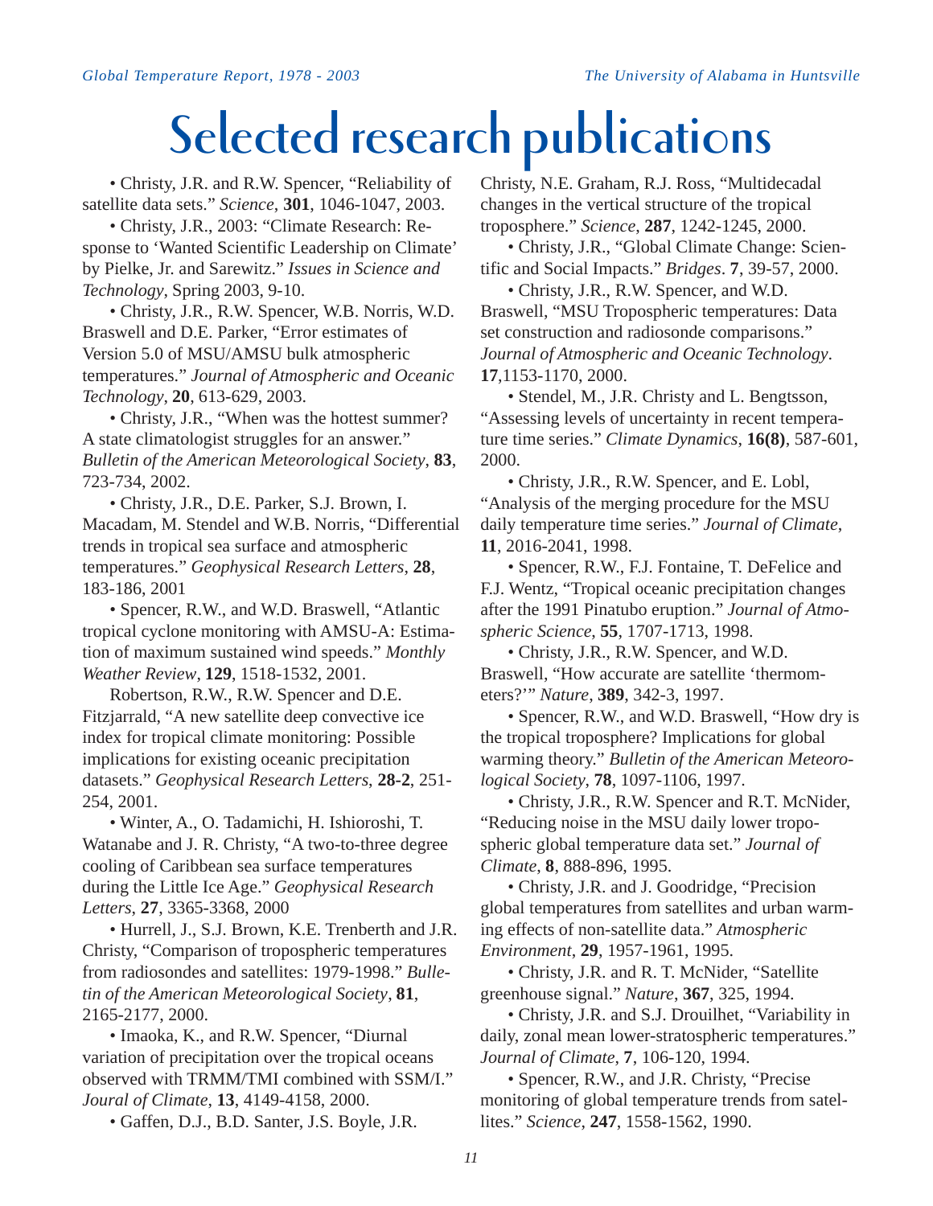# Selected research publications

- Christy, J.R. and R.W. Spencer, "Reliability of satellite data sets." *Science*, **301**, 1046-1047, 2003.
- Christy, J.R., 2003: "Climate Research: Response to 'Wanted Scientific Leadership on Climate' by Pielke, Jr. and Sarewitz." *Issues in Science and Technology*, Spring 2003, 9-10.
- Christy, J.R., R.W. Spencer, W.B. Norris, W.D. Braswell and D.E. Parker, "Error estimates of Version 5.0 of MSU/AMSU bulk atmospheric temperatures." *Journal of Atmospheric and Oceanic Technology*, **20**, 613-629, 2003.
- Christy, J.R., "When was the hottest summer? A state climatologist struggles for an answer." *Bulletin of the American Meteorological Society*, **83**, 723-734, 2002.
- Christy, J.R., D.E. Parker, S.J. Brown, I. Macadam, M. Stendel and W.B. Norris, "Differential trends in tropical sea surface and atmospheric temperatures." *Geophysical Research Letters*, **28**, 183-186, 2001
- Spencer, R.W., and W.D. Braswell, "Atlantic tropical cyclone monitoring with AMSU-A: Estimation of maximum sustained wind speeds." *Monthly Weather Review*, **129**, 1518-1532, 2001.

Robertson, R.W., R.W. Spencer and D.E. Fitzjarrald, "A new satellite deep convective ice index for tropical climate monitoring: Possible implications for existing oceanic precipitation datasets." *Geophysical Research Letters*, **28-2**, 251-254, 2001.

- Winter, A., O. Tadamichi, H. Ishioroshi, T. Watanabe and J. R. Christy, "A two-to-three degree cooling of Caribbean sea surface temperatures during the Little Ice Age." *Geophysical Research Letters*, **27**, 3365-3368, 2000
- Hurrell, J., S.J. Brown, K.E. Trenberth and J.R. Christy, "Comparison of tropospheric temperatures from radiosondes and satellites: 1979-1998." *Bulletin of the American Meteorological Society*, **81**, 2165-2177, 2000.
- Imaoka, K., and R.W. Spencer, "Diurnal variation of precipitation over the tropical oceans observed with TRMM/TMI combined with SSM/I." *Joural of Climate*, **13**, 4149-4158, 2000.
- Gaffen, D.J., B.D. Santer, J.S. Boyle, J.R. Christy, N.E. Graham, R.J. Ross, "Multidecadal changes in the vertical structure of the tropical troposphere." *Science*, **287**, 1242-1245, 2000.
- Christy, J.R., "Global Climate Change: Scientific and Social Impacts." *Bridges*. **7**, 39-57, 2000.
- Christy, J.R., R.W. Spencer, and W.D. Braswell, "MSU Tropospheric temperatures: Data set construction and radiosonde comparisons." *Journal of Atmospheric and Oceanic Technology*. **17**,1153-1170, 2000.
- Stendel, M., J.R. Christy and L. Bengtsson, "Assessing levels of uncertainty in recent temperature time series." *Climate Dynamics*, **16(8)**, 587-601, 2000.
- Christy, J.R., R.W. Spencer, and E. Lobl, "Analysis of the merging procedure for the MSU daily temperature time series." *Journal of Climate*, **11**, 2016-2041, 1998.
- Spencer, R.W., F.J. Fontaine, T. DeFelice and F.J. Wentz, "Tropical oceanic precipitation changes after the 1991 Pinatubo eruption." *Journal of Atmospheric Science*, **55**, 1707-1713, 1998.
- Christy, J.R., R.W. Spencer, and W.D. Braswell, "How accurate are satellite 'thermometers?'" *Nature*, **389**, 342-3, 1997.
- Spencer, R.W., and W.D. Braswell, "How dry is the tropical troposphere? Implications for global warming theory." *Bulletin of the American Meteorological Society*, **78**, 1097-1106, 1997.
- Christy, J.R., R.W. Spencer and R.T. McNider, "Reducing noise in the MSU daily lower tropospheric global temperature data set." *Journal of Climate*, **8**, 888-896, 1995.
- Christy, J.R. and J. Goodridge, "Precision global temperatures from satellites and urban warming effects of non-satellite data." *Atmospheric Environment*, **29**, 1957-1961, 1995.
- Christy, J.R. and R. T. McNider, "Satellite greenhouse signal." *Nature*, **367**, 325, 1994.
- Christy, J.R. and S.J. Drouilhet, "Variability in daily, zonal mean lower-stratospheric temperatures." *Journal of Climate*, **7**, 106-120, 1994.
- Spencer, R.W., and J.R. Christy, "Precise monitoring of global temperature trends from satellites." *Science*, **247**, 1558-1562, 1990.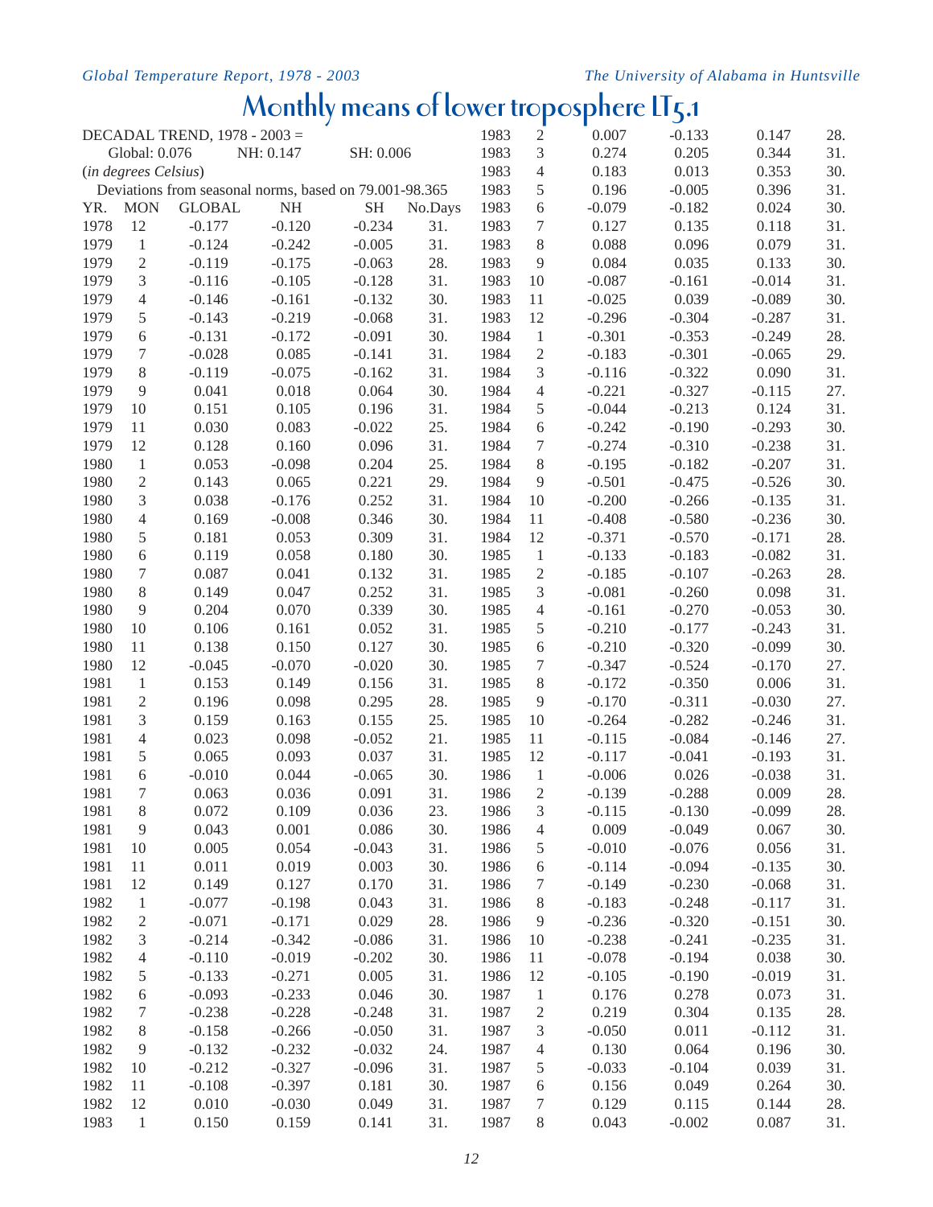# Monthly means of lower troposphere LT5.1

DECADAL TREND, 1978 - 2003 =

Global: 0.076 NH: 0.147 SH: 0.006

(*in degrees Celsius*)

Deviations from seasonal norms, based on 79.001-98.365

| YR. | MON | GLOBAL | NH | SH | No.Days |
|---|---|---|---|---|---|
| 1978 | 12 | -0.177 | -0.120 | -0.234 | 31. |
| 1979 | 1 | -0.124 | -0.242 | -0.005 | 31. |
| 1979 | 2 | -0.119 | -0.175 | -0.063 | 28. |
| 1979 | 3 | -0.116 | -0.105 | -0.128 | 31. |
| 1979 | 4 | -0.146 | -0.161 | -0.132 | 30. |
| 1979 | 5 | -0.143 | -0.219 | -0.068 | 31. |
| 1979 | 6 | -0.131 | -0.172 | -0.091 | 30. |
| 1979 | 7 | -0.028 | 0.085 | -0.141 | 31. |
| 1979 | 8 | -0.119 | -0.075 | -0.162 | 31. |
| 1979 | 9 | 0.041 | 0.018 | 0.064 | 30. |
| 1979 | 10 | 0.151 | 0.105 | 0.196 | 31. |
| 1979 | 11 | 0.030 | 0.083 | -0.022 | 25. |
| 1979 | 12 | 0.128 | 0.160 | 0.096 | 31. |
| 1980 | 1 | 0.053 | -0.098 | 0.204 | 25. |
| 1980 | 2 | 0.143 | 0.065 | 0.221 | 29. |
| 1980 | 3 | 0.038 | -0.176 | 0.252 | 31. |
| 1980 | 4 | 0.169 | -0.008 | 0.346 | 30. |
| 1980 | 5 | 0.181 | 0.053 | 0.309 | 31. |
| 1980 | 6 | 0.119 | 0.058 | 0.180 | 30. |
| 1980 | 7 | 0.087 | 0.041 | 0.132 | 31. |
| 1980 | 8 | 0.149 | 0.047 | 0.252 | 31. |
| 1980 | 9 | 0.204 | 0.070 | 0.339 | 30. |
| 1980 | 10 | 0.106 | 0.161 | 0.052 | 31. |
| 1980 | 11 | 0.138 | 0.150 | 0.127 | 30. |
| 1980 | 12 | -0.045 | -0.070 | -0.020 | 30. |
| 1981 | 1 | 0.153 | 0.149 | 0.156 | 31. |
| 1981 | 2 | 0.196 | 0.098 | 0.295 | 28. |
| 1981 | 3 | 0.159 | 0.163 | 0.155 | 25. |
| 1981 | 4 | 0.023 | 0.098 | -0.052 | 21. |
| 1981 | 5 | 0.065 | 0.093 | 0.037 | 31. |
| 1981 | 6 | -0.010 | 0.044 | -0.065 | 30. |
| 1981 | 7 | 0.063 | 0.036 | 0.091 | 31. |
| 1981 | 8 | 0.072 | 0.109 | 0.036 | 23. |
| 1981 | 9 | 0.043 | 0.001 | 0.086 | 30. |
| 1981 | 10 | 0.005 | 0.054 | -0.043 | 31. |
| 1981 | 11 | 0.011 | 0.019 | 0.003 | 30. |
| 1981 | 12 | 0.149 | 0.127 | 0.170 | 31. |
| 1982 | 1 | -0.077 | -0.198 | 0.043 | 31. |
| 1982 | 2 | -0.071 | -0.171 | 0.029 | 28. |
| 1982 | 3 | -0.214 | -0.342 | -0.086 | 31. |
| 1982 | 4 | -0.110 | -0.019 | -0.202 | 30. |
| 1982 | 5 | -0.133 | -0.271 | 0.005 | 31. |
| 1982 | 6 | -0.093 | -0.233 | 0.046 | 30. |
| 1982 | 7 | -0.238 | -0.228 | -0.248 | 31. |
| 1982 | 8 | -0.158 | -0.266 | -0.050 | 31. |
| 1982 | 9 | -0.132 | -0.232 | -0.032 | 24. |
| 1982 | 10 | -0.212 | -0.327 | -0.096 | 31. |
| 1982 | 11 | -0.108 | -0.397 | 0.181 | 30. |
| 1982 | 12 | 0.010 | -0.030 | 0.049 | 31. |
| 1983 | 1 | 0.150 | 0.159 | 0.141 | 31. |
| 1983 | 2 | 0.007 | -0.133 | 0.147 | 28. |
| 1983 | 3 | 0.274 | 0.205 | 0.344 | 31. |
| 1983 | 4 | 0.183 | 0.013 | 0.353 | 30. |
| 1983 | 5 | 0.196 | -0.005 | 0.396 | 31. |
| 1983 | 6 | -0.079 | -0.182 | 0.024 | 30. |
| 1983 | 7 | 0.127 | 0.135 | 0.118 | 31. |
| 1983 | 8 | 0.088 | 0.096 | 0.079 | 31. |
| 1983 | 9 | 0.084 | 0.035 | 0.133 | 30. |
| 1983 | 10 | -0.087 | -0.161 | -0.014 | 31. |
| 1983 | 11 | -0.025 | 0.039 | -0.089 | 30. |
| 1983 | 12 | -0.296 | -0.304 | -0.287 | 31. |
| 1984 | 1 | -0.301 | -0.353 | -0.249 | 28. |
| 1984 | 2 | -0.183 | -0.301 | -0.065 | 29. |
| 1984 | 3 | -0.116 | -0.322 | 0.090 | 31. |
| 1984 | 4 | -0.221 | -0.327 | -0.115 | 27. |
| 1984 | 5 | -0.044 | -0.213 | 0.124 | 31. |
| 1984 | 6 | -0.242 | -0.190 | -0.293 | 30. |
| 1984 | 7 | -0.274 | -0.310 | -0.238 | 31. |
| 1984 | 8 | -0.195 | -0.182 | -0.207 | 31. |
| 1984 | 9 | -0.501 | -0.475 | -0.526 | 30. |
| 1984 | 10 | -0.200 | -0.266 | -0.135 | 31. |
| 1984 | 11 | -0.408 | -0.580 | -0.236 | 30. |
| 1984 | 12 | -0.371 | -0.570 | -0.171 | 28. |
| 1985 | 1 | -0.133 | -0.183 | -0.082 | 31. |
| 1985 | 2 | -0.185 | -0.107 | -0.263 | 28. |
| 1985 | 3 | -0.081 | -0.260 | 0.098 | 31. |
| 1985 | 4 | -0.161 | -0.270 | -0.053 | 30. |
| 1985 | 5 | -0.210 | -0.177 | -0.243 | 31. |
| 1985 | 6 | -0.210 | -0.320 | -0.099 | 30. |
| 1985 | 7 | -0.347 | -0.524 | -0.170 | 27. |
| 1985 | 8 | -0.172 | -0.350 | 0.006 | 31. |
| 1985 | 9 | -0.170 | -0.311 | -0.030 | 27. |
| 1985 | 10 | -0.264 | -0.282 | -0.246 | 31. |
| 1985 | 11 | -0.115 | -0.084 | -0.146 | 27. |
| 1985 | 12 | -0.117 | -0.041 | -0.193 | 31. |
| 1986 | 1 | -0.006 | 0.026 | -0.038 | 31. |
| 1986 | 2 | -0.139 | -0.288 | 0.009 | 28. |
| 1986 | 3 | -0.115 | -0.130 | -0.099 | 28. |
| 1986 | 4 | 0.009 | -0.049 | 0.067 | 30. |
| 1986 | 5 | -0.010 | -0.076 | 0.056 | 31. |
| 1986 | 6 | -0.114 | -0.094 | -0.135 | 30. |
| 1986 | 7 | -0.149 | -0.230 | -0.068 | 31. |
| 1986 | 8 | -0.183 | -0.248 | -0.117 | 31. |
| 1986 | 9 | -0.236 | -0.320 | -0.151 | 30. |
| 1986 | 10 | -0.238 | -0.241 | -0.235 | 31. |
| 1986 | 11 | -0.078 | -0.194 | 0.038 | 30. |
| 1986 | 12 | -0.105 | -0.190 | -0.019 | 31. |
| 1987 | 1 | 0.176 | 0.278 | 0.073 | 31. |
| 1987 | 2 | 0.219 | 0.304 | 0.135 | 28. |
| 1987 | 3 | -0.050 | 0.011 | -0.112 | 31. |
| 1987 | 4 | 0.130 | 0.064 | 0.196 | 30. |
| 1987 | 5 | -0.033 | -0.104 | 0.039 | 31. |
| 1987 | 6 | 0.156 | 0.049 | 0.264 | 30. |
| 1987 | 7 | 0.129 | 0.115 | 0.144 | 28. |
| 1987 | 8 | 0.043 | -0.002 | 0.087 | 31. |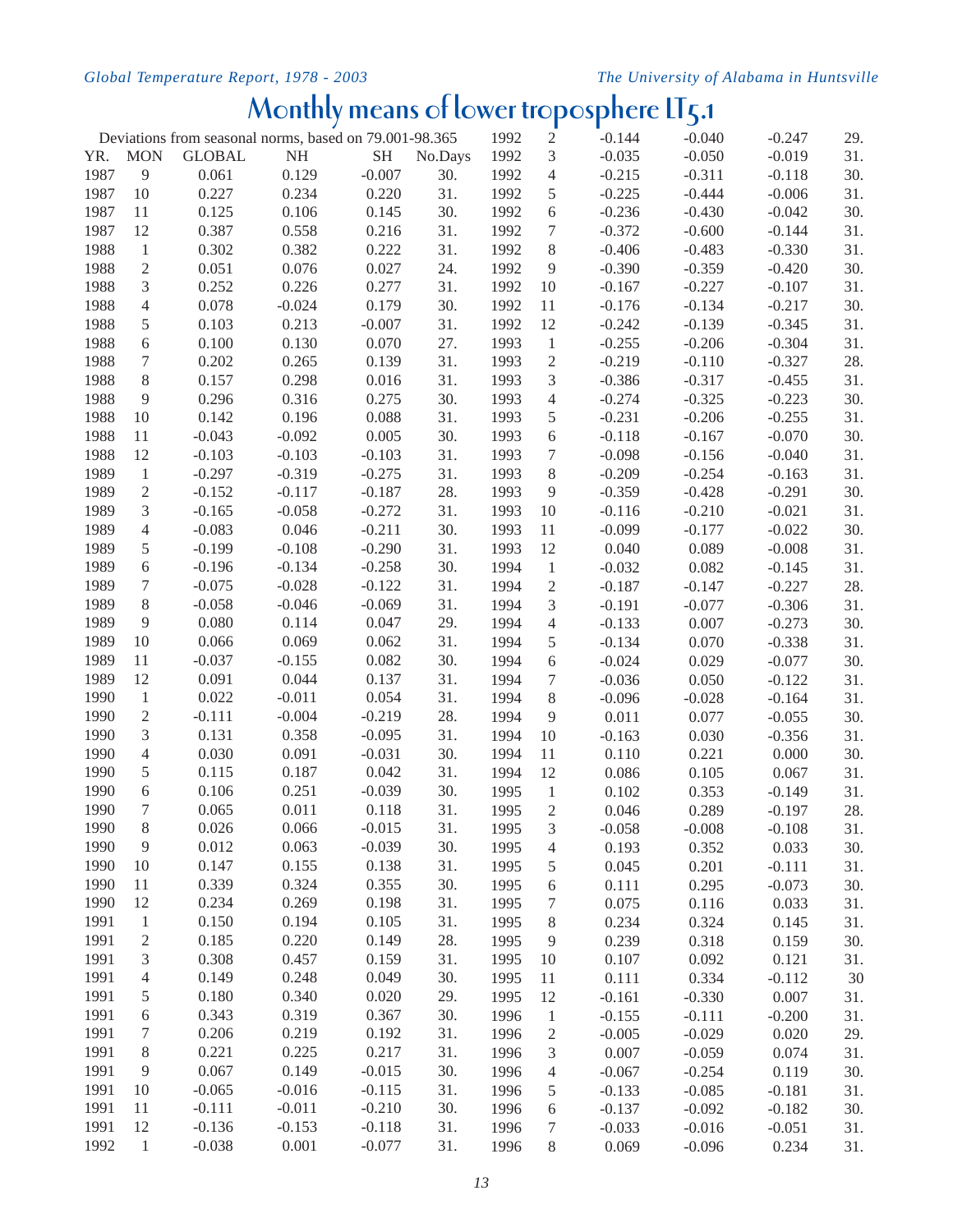# Monthly means of lower troposphere LT5.1

Deviations from seasonal norms, based on 79.001-98.365

| YR. | MON | GLOBAL | NH | SH | No.Days |
|---|---|---|---|---|---|
| 1987 | 9 | 0.061 | 0.129 | -0.007 | 30. |
| 1987 | 10 | 0.227 | 0.234 | 0.220 | 31. |
| 1987 | 11 | 0.125 | 0.106 | 0.145 | 30. |
| 1987 | 12 | 0.387 | 0.558 | 0.216 | 31. |
| 1988 | 1 | 0.302 | 0.382 | 0.222 | 31. |
| 1988 | 2 | 0.051 | 0.076 | 0.027 | 24. |
| 1988 | 3 | 0.252 | 0.226 | 0.277 | 31. |
| 1988 | 4 | 0.078 | -0.024 | 0.179 | 30. |
| 1988 | 5 | 0.103 | 0.213 | -0.007 | 31. |
| 1988 | 6 | 0.100 | 0.130 | 0.070 | 27. |
| 1988 | 7 | 0.202 | 0.265 | 0.139 | 31. |
| 1988 | 8 | 0.157 | 0.298 | 0.016 | 31. |
| 1988 | 9 | 0.296 | 0.316 | 0.275 | 30. |
| 1988 | 10 | 0.142 | 0.196 | 0.088 | 31. |
| 1988 | 11 | -0.043 | -0.092 | 0.005 | 30. |
| 1988 | 12 | -0.103 | -0.103 | -0.103 | 31. |
| 1989 | 1 | -0.297 | -0.319 | -0.275 | 31. |
| 1989 | 2 | -0.152 | -0.117 | -0.187 | 28. |
| 1989 | 3 | -0.165 | -0.058 | -0.272 | 31. |
| 1989 | 4 | -0.083 | 0.046 | -0.211 | 30. |
| 1989 | 5 | -0.199 | -0.108 | -0.290 | 31. |
| 1989 | 6 | -0.196 | -0.134 | -0.258 | 30. |
| 1989 | 7 | -0.075 | -0.028 | -0.122 | 31. |
| 1989 | 8 | -0.058 | -0.046 | -0.069 | 31. |
| 1989 | 9 | 0.080 | 0.114 | 0.047 | 29. |
| 1989 | 10 | 0.066 | 0.069 | 0.062 | 31. |
| 1989 | 11 | -0.037 | -0.155 | 0.082 | 30. |
| 1989 | 12 | 0.091 | 0.044 | 0.137 | 31. |
| 1990 | 1 | 0.022 | -0.011 | 0.054 | 31. |
| 1990 | 2 | -0.111 | -0.004 | -0.219 | 28. |
| 1990 | 3 | 0.131 | 0.358 | -0.095 | 31. |
| 1990 | 4 | 0.030 | 0.091 | -0.031 | 30. |
| 1990 | 5 | 0.115 | 0.187 | 0.042 | 31. |
| 1990 | 6 | 0.106 | 0.251 | -0.039 | 30. |
| 1990 | 7 | 0.065 | 0.011 | 0.118 | 31. |
| 1990 | 8 | 0.026 | 0.066 | -0.015 | 31. |
| 1990 | 9 | 0.012 | 0.063 | -0.039 | 30. |
| 1990 | 10 | 0.147 | 0.155 | 0.138 | 31. |
| 1990 | 11 | 0.339 | 0.324 | 0.355 | 30. |
| 1990 | 12 | 0.234 | 0.269 | 0.198 | 31. |
| 1991 | 1 | 0.150 | 0.194 | 0.105 | 31. |
| 1991 | 2 | 0.185 | 0.220 | 0.149 | 28. |
| 1991 | 3 | 0.308 | 0.457 | 0.159 | 31. |
| 1991 | 4 | 0.149 | 0.248 | 0.049 | 30. |
| 1991 | 5 | 0.180 | 0.340 | 0.020 | 29. |
| 1991 | 6 | 0.343 | 0.319 | 0.367 | 30. |
| 1991 | 7 | 0.206 | 0.219 | 0.192 | 31. |
| 1991 | 8 | 0.221 | 0.225 | 0.217 | 31. |
| 1991 | 9 | 0.067 | 0.149 | -0.015 | 30. |
| 1991 | 10 | -0.065 | -0.016 | -0.115 | 31. |
| 1991 | 11 | -0.111 | -0.011 | -0.210 | 30. |
| 1991 | 12 | -0.136 | -0.153 | -0.118 | 31. |
| 1992 | 1 | -0.038 | 0.001 | -0.077 | 31. |
| 1992 | 2 | -0.144 | -0.040 | -0.247 | 29. |
| 1992 | 3 | -0.035 | -0.050 | -0.019 | 31. |
| 1992 | 4 | -0.215 | -0.311 | -0.118 | 30. |
| 1992 | 5 | -0.225 | -0.444 | -0.006 | 31. |
| 1992 | 6 | -0.236 | -0.430 | -0.042 | 30. |
| 1992 | 7 | -0.372 | -0.600 | -0.144 | 31. |
| 1992 | 8 | -0.406 | -0.483 | -0.330 | 31. |
| 1992 | 9 | -0.390 | -0.359 | -0.420 | 30. |
| 1992 | 10 | -0.167 | -0.227 | -0.107 | 31. |
| 1992 | 11 | -0.176 | -0.134 | -0.217 | 30. |
| 1992 | 12 | -0.242 | -0.139 | -0.345 | 31. |
| 1993 | 1 | -0.255 | -0.206 | -0.304 | 31. |
| 1993 | 2 | -0.219 | -0.110 | -0.327 | 28. |
| 1993 | 3 | -0.386 | -0.317 | -0.455 | 31. |
| 1993 | 4 | -0.274 | -0.325 | -0.223 | 30. |
| 1993 | 5 | -0.231 | -0.206 | -0.255 | 31. |
| 1993 | 6 | -0.118 | -0.167 | -0.070 | 30. |
| 1993 | 7 | -0.098 | -0.156 | -0.040 | 31. |
| 1993 | 8 | -0.209 | -0.254 | -0.163 | 31. |
| 1993 | 9 | -0.359 | -0.428 | -0.291 | 30. |
| 1993 | 10 | -0.116 | -0.210 | -0.021 | 31. |
| 1993 | 11 | -0.099 | -0.177 | -0.022 | 30. |
| 1993 | 12 | 0.040 | 0.089 | -0.008 | 31. |
| 1994 | 1 | -0.032 | 0.082 | -0.145 | 31. |
| 1994 | 2 | -0.187 | -0.147 | -0.227 | 28. |
| 1994 | 3 | -0.191 | -0.077 | -0.306 | 31. |
| 1994 | 4 | -0.133 | 0.007 | -0.273 | 30. |
| 1994 | 5 | -0.134 | 0.070 | -0.338 | 31. |
| 1994 | 6 | -0.024 | 0.029 | -0.077 | 30. |
| 1994 | 7 | -0.036 | 0.050 | -0.122 | 31. |
| 1994 | 8 | -0.096 | -0.028 | -0.164 | 31. |
| 1994 | 9 | 0.011 | 0.077 | -0.055 | 30. |
| 1994 | 10 | -0.163 | 0.030 | -0.356 | 31. |
| 1994 | 11 | 0.110 | 0.221 | 0.000 | 30. |
| 1994 | 12 | 0.086 | 0.105 | 0.067 | 31. |
| 1995 | 1 | 0.102 | 0.353 | -0.149 | 31. |
| 1995 | 2 | 0.046 | 0.289 | -0.197 | 28. |
| 1995 | 3 | -0.058 | -0.008 | -0.108 | 31. |
| 1995 | 4 | 0.193 | 0.352 | 0.033 | 30. |
| 1995 | 5 | 0.045 | 0.201 | -0.111 | 31. |
| 1995 | 6 | 0.111 | 0.295 | -0.073 | 30. |
| 1995 | 7 | 0.075 | 0.116 | 0.033 | 31. |
| 1995 | 8 | 0.234 | 0.324 | 0.145 | 31. |
| 1995 | 9 | 0.239 | 0.318 | 0.159 | 30. |
| 1995 | 10 | 0.107 | 0.092 | 0.121 | 31. |
| 1995 | 11 | 0.111 | 0.334 | -0.112 | 30 |
| 1995 | 12 | -0.161 | -0.330 | 0.007 | 31. |
| 1996 | 1 | -0.155 | -0.111 | -0.200 | 31. |
| 1996 | 2 | -0.005 | -0.029 | 0.020 | 29. |
| 1996 | 3 | 0.007 | -0.059 | 0.074 | 31. |
| 1996 | 4 | -0.067 | -0.254 | 0.119 | 30. |
| 1996 | 5 | -0.133 | -0.085 | -0.181 | 31. |
| 1996 | 6 | -0.137 | -0.092 | -0.182 | 30. |
| 1996 | 7 | -0.033 | -0.016 | -0.051 | 31. |
| 1996 | 8 | 0.069 | -0.096 | 0.234 | 31. |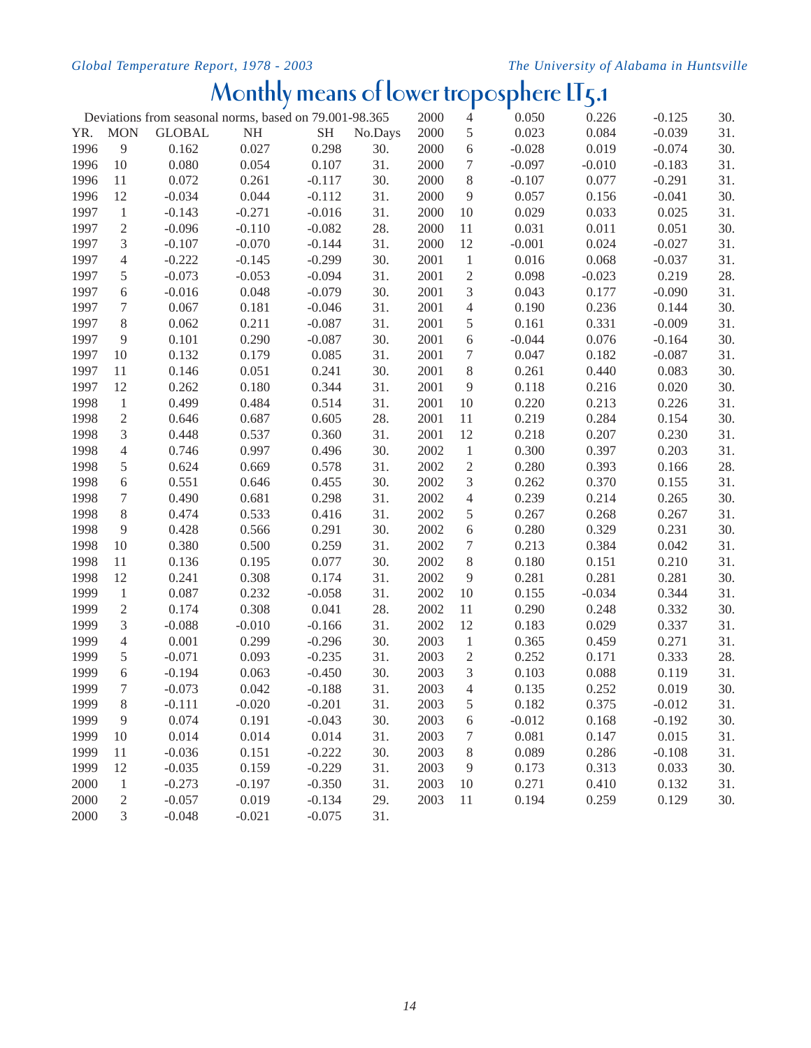# Monthly means of lower troposphere LT5.1

Deviations from seasonal norms, based on 79.001-98.365

| YR. | MON | GLOBAL | NH | SH | No.Days |
|---|---|---|---|---|---|
| 1996 | 9 | 0.162 | 0.027 | 0.298 | 30. |
| 1996 | 10 | 0.080 | 0.054 | 0.107 | 31. |
| 1996 | 11 | 0.072 | 0.261 | -0.117 | 30. |
| 1996 | 12 | -0.034 | 0.044 | -0.112 | 31. |
| 1997 | 1 | -0.143 | -0.271 | -0.016 | 31. |
| 1997 | 2 | -0.096 | -0.110 | -0.082 | 28. |
| 1997 | 3 | -0.107 | -0.070 | -0.144 | 31. |
| 1997 | 4 | -0.222 | -0.145 | -0.299 | 30. |
| 1997 | 5 | -0.073 | -0.053 | -0.094 | 31. |
| 1997 | 6 | -0.016 | 0.048 | -0.079 | 30. |
| 1997 | 7 | 0.067 | 0.181 | -0.046 | 31. |
| 1997 | 8 | 0.062 | 0.211 | -0.087 | 31. |
| 1997 | 9 | 0.101 | 0.290 | -0.087 | 30. |
| 1997 | 10 | 0.132 | 0.179 | 0.085 | 31. |
| 1997 | 11 | 0.146 | 0.051 | 0.241 | 30. |
| 1997 | 12 | 0.262 | 0.180 | 0.344 | 31. |
| 1998 | 1 | 0.499 | 0.484 | 0.514 | 31. |
| 1998 | 2 | 0.646 | 0.687 | 0.605 | 28. |
| 1998 | 3 | 0.448 | 0.537 | 0.360 | 31. |
| 1998 | 4 | 0.746 | 0.997 | 0.496 | 30. |
| 1998 | 5 | 0.624 | 0.669 | 0.578 | 31. |
| 1998 | 6 | 0.551 | 0.646 | 0.455 | 30. |
| 1998 | 7 | 0.490 | 0.681 | 0.298 | 31. |
| 1998 | 8 | 0.474 | 0.533 | 0.416 | 31. |
| 1998 | 9 | 0.428 | 0.566 | 0.291 | 30. |
| 1998 | 10 | 0.380 | 0.500 | 0.259 | 31. |
| 1998 | 11 | 0.136 | 0.195 | 0.077 | 30. |
| 1998 | 12 | 0.241 | 0.308 | 0.174 | 31. |
| 1999 | 1 | 0.087 | 0.232 | -0.058 | 31. |
| 1999 | 2 | 0.174 | 0.308 | 0.041 | 28. |
| 1999 | 3 | -0.088 | -0.010 | -0.166 | 31. |
| 1999 | 4 | 0.001 | 0.299 | -0.296 | 30. |
| 1999 | 5 | -0.071 | 0.093 | -0.235 | 31. |
| 1999 | 6 | -0.194 | 0.063 | -0.450 | 30. |
| 1999 | 7 | -0.073 | 0.042 | -0.188 | 31. |
| 1999 | 8 | -0.111 | -0.020 | -0.201 | 31. |
| 1999 | 9 | 0.074 | 0.191 | -0.043 | 30. |
| 1999 | 10 | 0.014 | 0.014 | 0.014 | 31. |
| 1999 | 11 | -0.036 | 0.151 | -0.222 | 30. |
| 1999 | 12 | -0.035 | 0.159 | -0.229 | 31. |
| 2000 | 1 | -0.273 | -0.197 | -0.350 | 31. |
| 2000 | 2 | -0.057 | 0.019 | -0.134 | 29. |
| 2000 | 3 | -0.048 | -0.021 | -0.075 | 31. |
| 2000 | 4 | 0.050 | 0.226 | -0.125 | 30. |
| 2000 | 5 | 0.023 | 0.084 | -0.039 | 31. |
| 2000 | 6 | -0.028 | 0.019 | -0.074 | 30. |
| 2000 | 7 | -0.097 | -0.010 | -0.183 | 31. |
| 2000 | 8 | -0.107 | 0.077 | -0.291 | 31. |
| 2000 | 9 | 0.057 | 0.156 | -0.041 | 30. |
| 2000 | 10 | 0.029 | 0.033 | 0.025 | 31. |
| 2000 | 11 | 0.031 | 0.011 | 0.051 | 30. |
| 2000 | 12 | -0.001 | 0.024 | -0.027 | 31. |
| 2001 | 1 | 0.016 | 0.068 | -0.037 | 31. |
| 2001 | 2 | 0.098 | -0.023 | 0.219 | 28. |
| 2001 | 3 | 0.043 | 0.177 | -0.090 | 31. |
| 2001 | 4 | 0.190 | 0.236 | 0.144 | 30. |
| 2001 | 5 | 0.161 | 0.331 | -0.009 | 31. |
| 2001 | 6 | -0.044 | 0.076 | -0.164 | 30. |
| 2001 | 7 | 0.047 | 0.182 | -0.087 | 31. |
| 2001 | 8 | 0.261 | 0.440 | 0.083 | 30. |
| 2001 | 9 | 0.118 | 0.216 | 0.020 | 30. |
| 2001 | 10 | 0.220 | 0.213 | 0.226 | 31. |
| 2001 | 11 | 0.219 | 0.284 | 0.154 | 30. |
| 2001 | 12 | 0.218 | 0.207 | 0.230 | 31. |
| 2002 | 1 | 0.300 | 0.397 | 0.203 | 31. |
| 2002 | 2 | 0.280 | 0.393 | 0.166 | 28. |
| 2002 | 3 | 0.262 | 0.370 | 0.155 | 31. |
| 2002 | 4 | 0.239 | 0.214 | 0.265 | 30. |
| 2002 | 5 | 0.267 | 0.268 | 0.267 | 31. |
| 2002 | 6 | 0.280 | 0.329 | 0.231 | 30. |
| 2002 | 7 | 0.213 | 0.384 | 0.042 | 31. |
| 2002 | 8 | 0.180 | 0.151 | 0.210 | 31. |
| 2002 | 9 | 0.281 | 0.281 | 0.281 | 30. |
| 2002 | 10 | 0.155 | -0.034 | 0.344 | 31. |
| 2002 | 11 | 0.290 | 0.248 | 0.332 | 30. |
| 2002 | 12 | 0.183 | 0.029 | 0.337 | 31. |
| 2003 | 1 | 0.365 | 0.459 | 0.271 | 31. |
| 2003 | 2 | 0.252 | 0.171 | 0.333 | 28. |
| 2003 | 3 | 0.103 | 0.088 | 0.119 | 31. |
| 2003 | 4 | 0.135 | 0.252 | 0.019 | 30. |
| 2003 | 5 | 0.182 | 0.375 | -0.012 | 31. |
| 2003 | 6 | -0.012 | 0.168 | -0.192 | 30. |
| 2003 | 7 | 0.081 | 0.147 | 0.015 | 31. |
| 2003 | 8 | 0.089 | 0.286 | -0.108 | 31. |
| 2003 | 9 | 0.173 | 0.313 | 0.033 | 30. |
| 2003 | 10 | 0.271 | 0.410 | 0.132 | 31. |
| 2003 | 11 | 0.194 | 0.259 | 0.129 | 30. |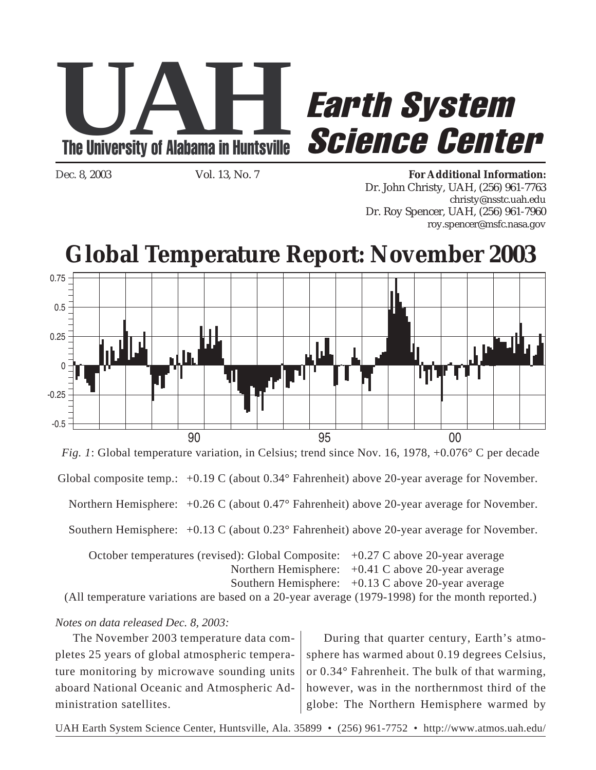# UAH Earth System Science Center

The University of Alabama in Huntsville

Dec. 8, 2003    Vol. 13, No. 7

**For Additional Information:**
Dr. John Christy, UAH, (256) 961-7763
christy@nsstc.uah.edu
Dr. Roy Spencer, UAH, (256) 961-7960
roy.spencer@msfc.nasa.gov

# Global Temperature Report: November 2003

*Fig. 1*: Global temperature variation, in Celsius; trend since Nov. 16, 1978, +0.076° C per decade

Global composite temp.: +0.19 C (about 0.34° Fahrenheit) above 20-year average for November.

Northern Hemisphere: +0.26 C (about 0.47° Fahrenheit) above 20-year average for November.

Southern Hemisphere: +0.13 C (about 0.23° Fahrenheit) above 20-year average for November.

October temperatures (revised): Global Composite: +0.27 C above 20-year average
Northern Hemisphere: +0.41 C above 20-year average
Southern Hemisphere: +0.13 C above 20-year average

(All temperature variations are based on a 20-year average (1979-1998) for the month reported.)

*Notes on data released Dec. 8, 2003:*

The November 2003 temperature data completes 25 years of global atmospheric temperature monitoring by microwave sounding units aboard National Oceanic and Atmospheric Administration satellites.

During that quarter century, Earth's atmosphere has warmed about 0.19 degrees Celsius, or 0.34° Fahrenheit. The bulk of that warming, however, was in the northernmost third of the globe: The Northern Hemisphere warmed by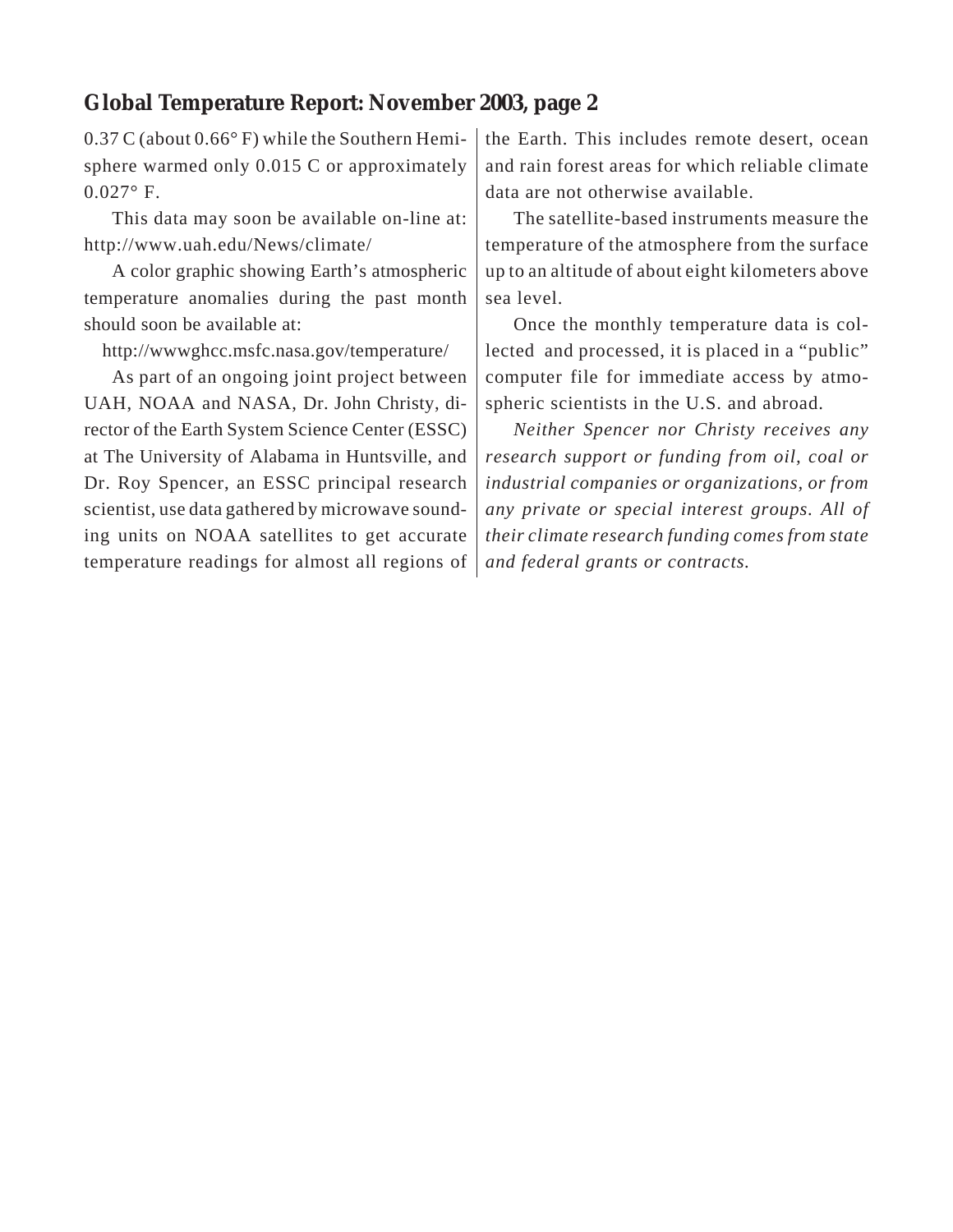## Global Temperature Report: November 2003, page 2

0.37 C (about 0.66° F) while the Southern Hemisphere warmed only 0.015 C or approximately 0.027° F.

This data may soon be available on-line at: http://www.uah.edu/News/climate/

A color graphic showing Earth's atmospheric temperature anomalies during the past month should soon be available at:

http://wwwghcc.msfc.nasa.gov/temperature/

As part of an ongoing joint project between UAH, NOAA and NASA, Dr. John Christy, director of the Earth System Science Center (ESSC) at The University of Alabama in Huntsville, and Dr. Roy Spencer, an ESSC principal research scientist, use data gathered by microwave sounding units on NOAA satellites to get accurate temperature readings for almost all regions of the Earth. This includes remote desert, ocean and rain forest areas for which reliable climate data are not otherwise available.

The satellite-based instruments measure the temperature of the atmosphere from the surface up to an altitude of about eight kilometers above sea level.

Once the monthly temperature data is collected and processed, it is placed in a "public" computer file for immediate access by atmospheric scientists in the U.S. and abroad.

*Neither Spencer nor Christy receives any research support or funding from oil, coal or industrial companies or organizations, or from any private or special interest groups. All of their climate research funding comes from state and federal grants or contracts.*